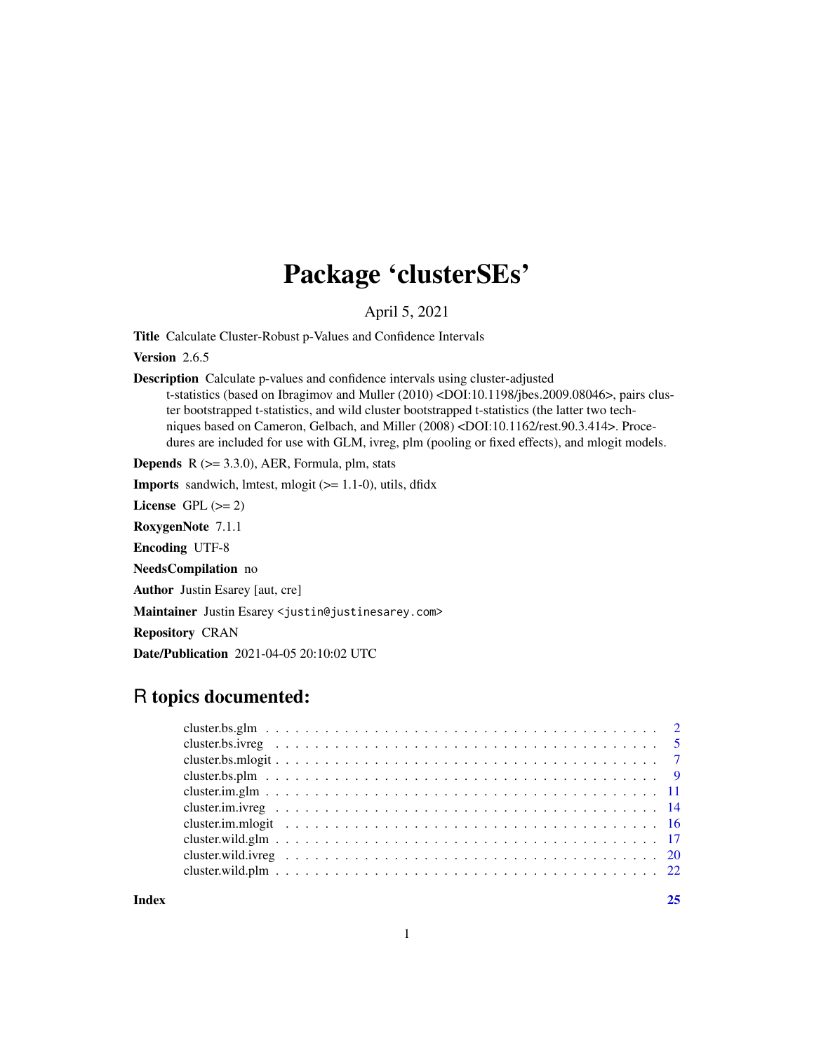# Package 'clusterSEs'

April 5, 2021

**Title** Calculate Cluster-Robust p-Values and Confidence Intervals

**Version** 2.6.5

**Description** Calculate p-values and confidence intervals using cluster-adjusted t-statistics (based on Ibragimov and Muller (2010) <DOI:10.1198/jbes.2009.08046>, pairs cluster bootstrapped t-statistics, and wild cluster bootstrapped t-statistics (the latter two techniques based on Cameron, Gelbach, and Miller (2008) <DOI:10.1162/rest.90.3.414>. Procedures are included for use with GLM, ivreg, plm (pooling or fixed effects), and mlogit models.

**Depends** R (>= 3.3.0), AER, Formula, plm, stats

**Imports** sandwich, lmtest, mlogit (>= 1.1-0), utils, dfidx

**License** GPL (>= 2)

**RoxygenNote** 7.1.1

**Encoding** UTF-8

**NeedsCompilation** no

**Author** Justin Esarey [aut, cre]

**Maintainer** Justin Esarey <justin@justinesarey.com>

**Repository** CRAN

**Date/Publication** 2021-04-05 20:10:02 UTC

## R topics documented:

| | |
|---|---|
| cluster.bs.glm | 2 |
| cluster.bs.ivreg | 5 |
| cluster.bs.mlogit | 7 |
| cluster.bs.plm | 9 |
| cluster.im.glm | 11 |
| cluster.im.ivreg | 14 |
| cluster.im.mlogit | 16 |
| cluster.wild.glm | 17 |
| cluster.wild.ivreg | 20 |
| cluster.wild.plm | 22 |
| **Index** | **25** |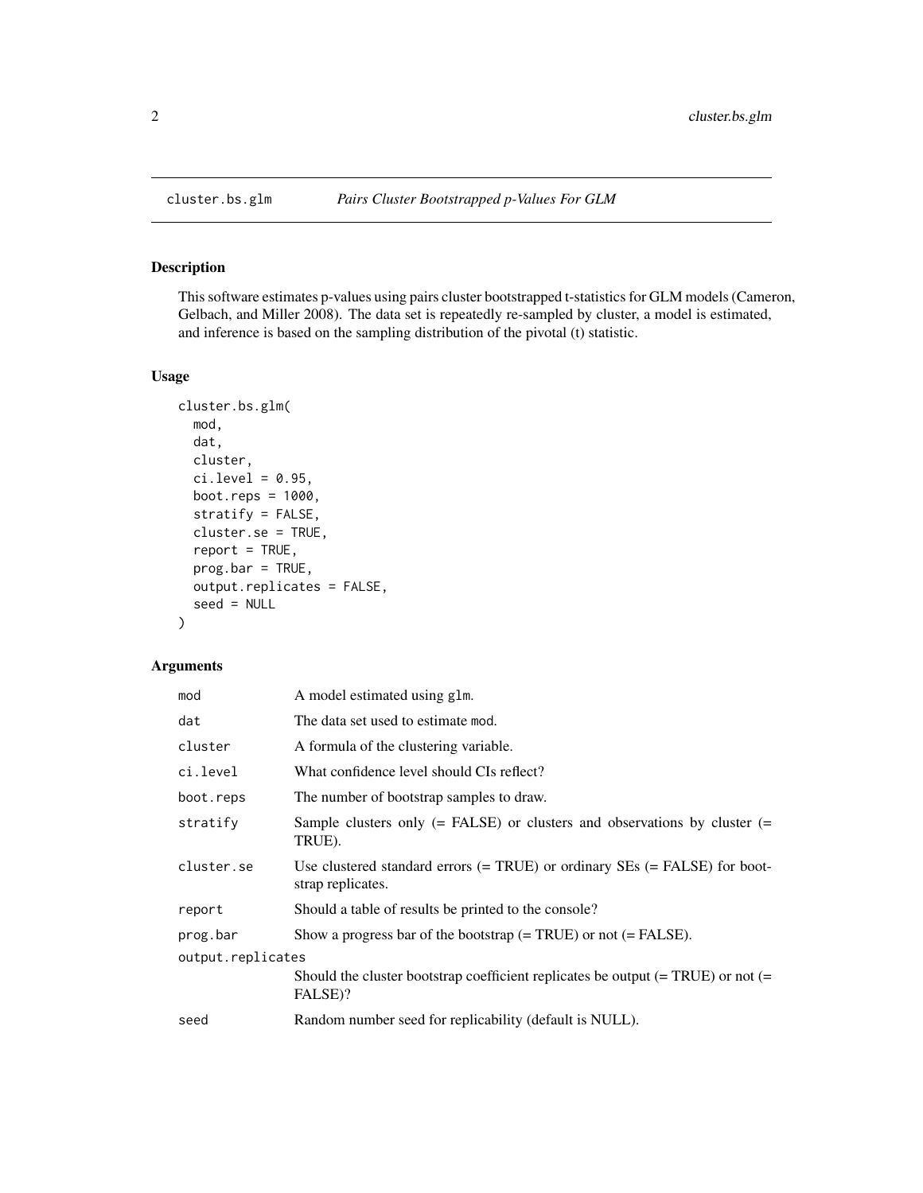# cluster.bs.glm — *Pairs Cluster Bootstrapped p-Values For GLM*

## Description

This software estimates p-values using pairs cluster bootstrapped t-statistics for GLM models (Cameron, Gelbach, and Miller 2008). The data set is repeatedly re-sampled by cluster, a model is estimated, and inference is based on the sampling distribution of the pivotal (t) statistic.

## Usage

```
cluster.bs.glm(
  mod,
  dat,
  cluster,
  ci.level = 0.95,
  boot.reps = 1000,
  stratify = FALSE,
  cluster.se = TRUE,
  report = TRUE,
  prog.bar = TRUE,
  output.replicates = FALSE,
  seed = NULL
)
```

## Arguments

| Argument | Description |
|---|---|
| `mod` | A model estimated using `glm`. |
| `dat` | The data set used to estimate `mod`. |
| `cluster` | A formula of the clustering variable. |
| `ci.level` | What confidence level should CIs reflect? |
| `boot.reps` | The number of bootstrap samples to draw. |
| `stratify` | Sample clusters only (= FALSE) or clusters and observations by cluster (= TRUE). |
| `cluster.se` | Use clustered standard errors (= TRUE) or ordinary SEs (= FALSE) for bootstrap replicates. |
| `report` | Should a table of results be printed to the console? |
| `prog.bar` | Show a progress bar of the bootstrap (= TRUE) or not (= FALSE). |
| `output.replicates` | Should the cluster bootstrap coefficient replicates be output (= TRUE) or not (= FALSE)? |
| `seed` | Random number seed for replicability (default is NULL). |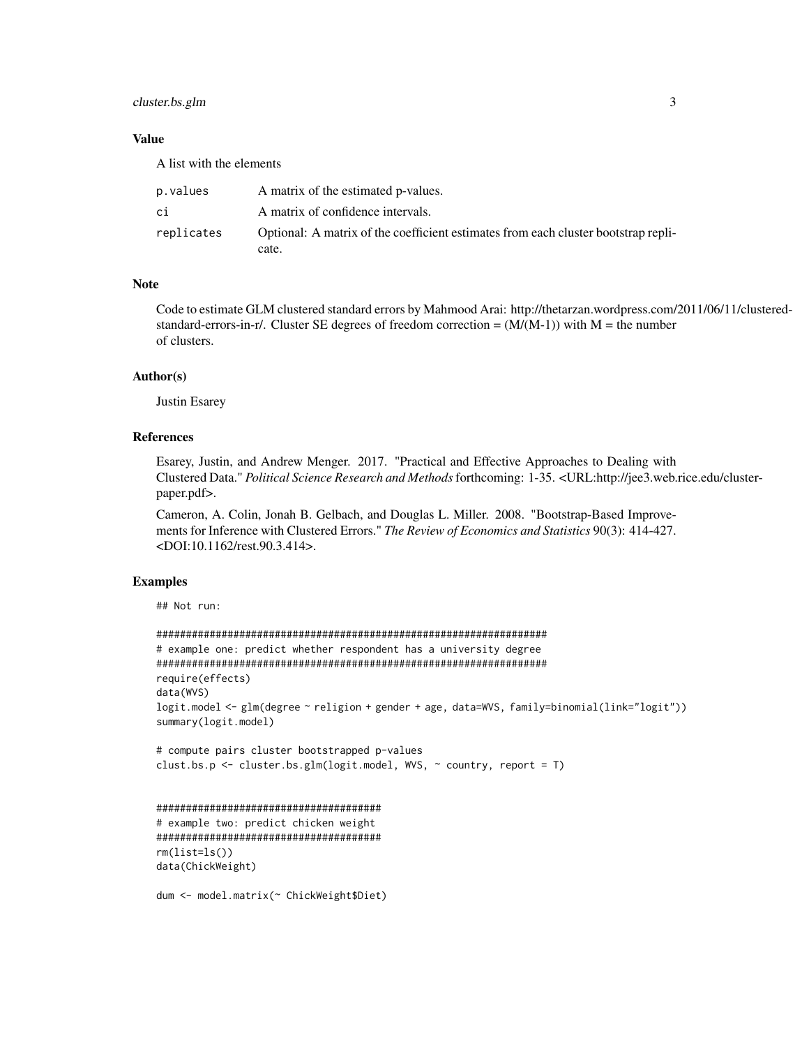## Value

A list with the elements

| | |
|---|---|
| p.values | A matrix of the estimated p-values. |
| ci | A matrix of confidence intervals. |
| replicates | Optional: A matrix of the coefficient estimates from each cluster bootstrap replicate. |

## Note

Code to estimate GLM clustered standard errors by Mahmood Arai: http://thetarzan.wordpress.com/2011/06/11/clustered-standard-errors-in-r/. Cluster SE degrees of freedom correction = $(M/(M-1))$ with M = the number of clusters.

## Author(s)

Justin Esarey

## References

Esarey, Justin, and Andrew Menger. 2017. "Practical and Effective Approaches to Dealing with Clustered Data." *Political Science Research and Methods* forthcoming: 1-35. <URL:http://jee3.web.rice.edu/cluster-paper.pdf>.

Cameron, A. Colin, Jonah B. Gelbach, and Douglas L. Miller. 2008. "Bootstrap-Based Improvements for Inference with Clustered Errors." *The Review of Economics and Statistics* 90(3): 414-427. <DOI:10.1162/rest.90.3.414>.

## Examples

```
## Not run:

#####################################################################
# example one: predict whether respondent has a university degree
#####################################################################
require(effects)
data(WVS)
logit.model <- glm(degree ~ religion + gender + age, data=WVS, family=binomial(link="logit"))
summary(logit.model)

# compute pairs cluster bootstrapped p-values
clust.bs.p <- cluster.bs.glm(logit.model, WVS, ~ country, report = T)


########################################
# example two: predict chicken weight
########################################
rm(list=ls())
data(ChickWeight)

dum <- model.matrix(~ ChickWeight$Diet)
```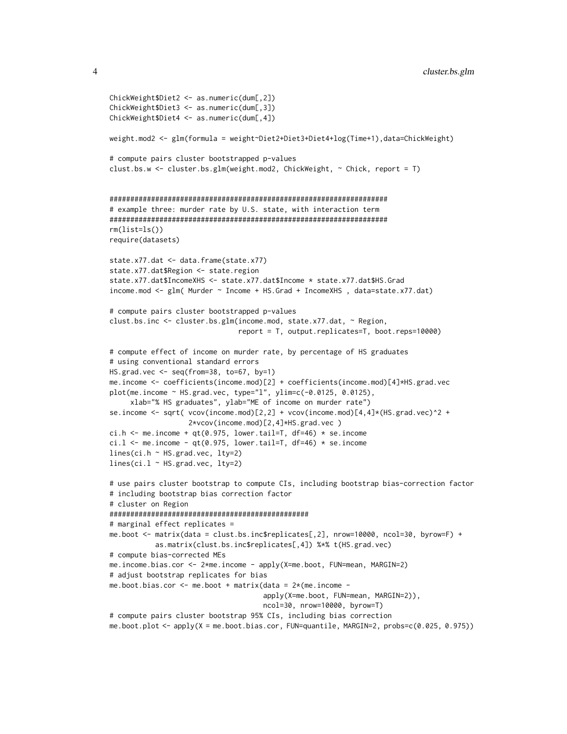```
ChickWeight$Diet2 <- as.numeric(dum[,2])
ChickWeight$Diet3 <- as.numeric(dum[,3])
ChickWeight$Diet4 <- as.numeric(dum[,4])

weight.mod2 <- glm(formula = weight~Diet2+Diet3+Diet4+log(Time+1),data=ChickWeight)

# compute pairs cluster bootstrapped p-values
clust.bs.w <- cluster.bs.glm(weight.mod2, ChickWeight, ~ Chick, report = T)


#################################################################
# example three: murder rate by U.S. state, with interaction term
#################################################################
rm(list=ls())
require(datasets)

state.x77.dat <- data.frame(state.x77)
state.x77.dat$Region <- state.region
state.x77.dat$IncomeXHS <- state.x77.dat$Income * state.x77.dat$HS.Grad
income.mod <- glm( Murder ~ Income + HS.Grad + IncomeXHS , data=state.x77.dat)

# compute pairs cluster bootstrapped p-values
clust.bs.inc <- cluster.bs.glm(income.mod, state.x77.dat, ~ Region,
                               report = T, output.replicates=T, boot.reps=10000)

# compute effect of income on murder rate, by percentage of HS graduates
# using conventional standard errors
HS.grad.vec <- seq(from=38, to=67, by=1)
me.income <- coefficients(income.mod)[2] + coefficients(income.mod)[4]*HS.grad.vec
plot(me.income ~ HS.grad.vec, type="l", ylim=c(-0.0125, 0.0125),
     xlab="% HS graduates", ylab="ME of income on murder rate")
se.income <- sqrt( vcov(income.mod)[2,2] + vcov(income.mod)[4,4]*(HS.grad.vec)^2 +
                   2*vcov(income.mod)[2,4]*HS.grad.vec )
ci.h <- me.income + qt(0.975, lower.tail=T, df=46) * se.income
ci.l <- me.income - qt(0.975, lower.tail=T, df=46) * se.income
lines(ci.h ~ HS.grad.vec, lty=2)
lines(ci.l ~ HS.grad.vec, lty=2)

# use pairs cluster bootstrap to compute CIs, including bootstrap bias-correction factor
# including bootstrap bias correction factor
# cluster on Region
################################################
# marginal effect replicates =
me.boot <- matrix(data = clust.bs.inc$replicates[,2], nrow=10000, ncol=30, byrow=F) +
           as.matrix(clust.bs.inc$replicates[,4]) %*% t(HS.grad.vec)
# compute bias-corrected MEs
me.income.bias.cor <- 2*me.income - apply(X=me.boot, FUN=mean, MARGIN=2)
# adjust bootstrap replicates for bias
me.boot.bias.cor <- me.boot + matrix(data = 2*(me.income -
                                     apply(X=me.boot, FUN=mean, MARGIN=2)),
                                     ncol=30, nrow=10000, byrow=T)
# compute pairs cluster bootstrap 95% CIs, including bias correction
me.boot.plot <- apply(X = me.boot.bias.cor, FUN=quantile, MARGIN=2, probs=c(0.025, 0.975))
```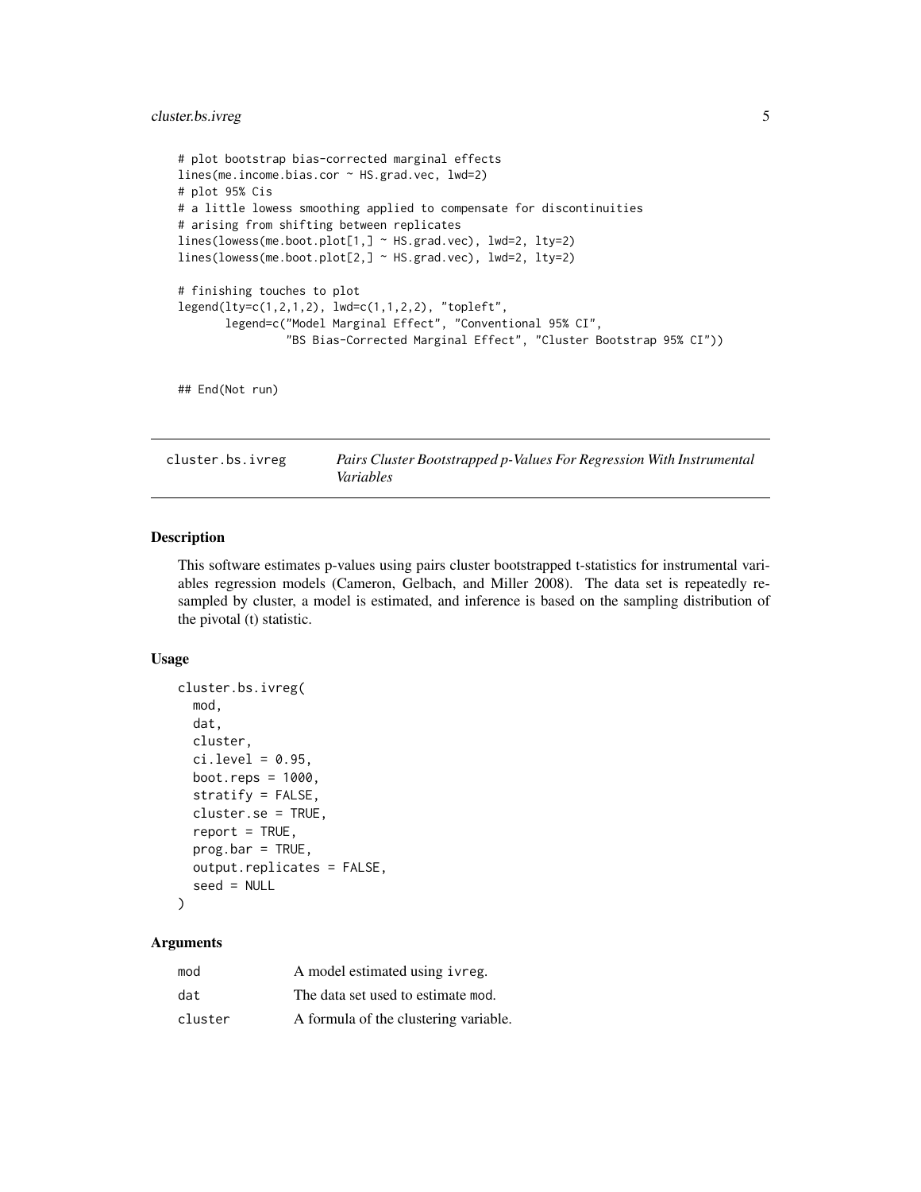```
# plot bootstrap bias-corrected marginal effects
lines(me.income.bias.cor ~ HS.grad.vec, lwd=2)
# plot 95% Cis
# a little lowess smoothing applied to compensate for discontinuities
# arising from shifting between replicates
lines(lowess(me.boot.plot[1,] ~ HS.grad.vec), lwd=2, lty=2)
lines(lowess(me.boot.plot[2,] ~ HS.grad.vec), lwd=2, lty=2)

# finishing touches to plot
legend(lty=c(1,2,1,2), lwd=c(1,1,2,2), "topleft",
       legend=c("Model Marginal Effect", "Conventional 95% CI",
                "BS Bias-Corrected Marginal Effect", "Cluster Bootstrap 95% CI"))


## End(Not run)
```

## cluster.bs.ivreg — *Pairs Cluster Bootstrapped p-Values For Regression With Instrumental Variables*

### Description

This software estimates p-values using pairs cluster bootstrapped t-statistics for instrumental variables regression models (Cameron, Gelbach, and Miller 2008). The data set is repeatedly re-sampled by cluster, a model is estimated, and inference is based on the sampling distribution of the pivotal (t) statistic.

### Usage

```
cluster.bs.ivreg(
  mod,
  dat,
  cluster,
  ci.level = 0.95,
  boot.reps = 1000,
  stratify = FALSE,
  cluster.se = TRUE,
  report = TRUE,
  prog.bar = TRUE,
  output.replicates = FALSE,
  seed = NULL
)
```

### Arguments

| | |
|---|---|
| `mod` | A model estimated using `ivreg`. |
| `dat` | The data set used to estimate `mod`. |
| `cluster` | A formula of the clustering variable. |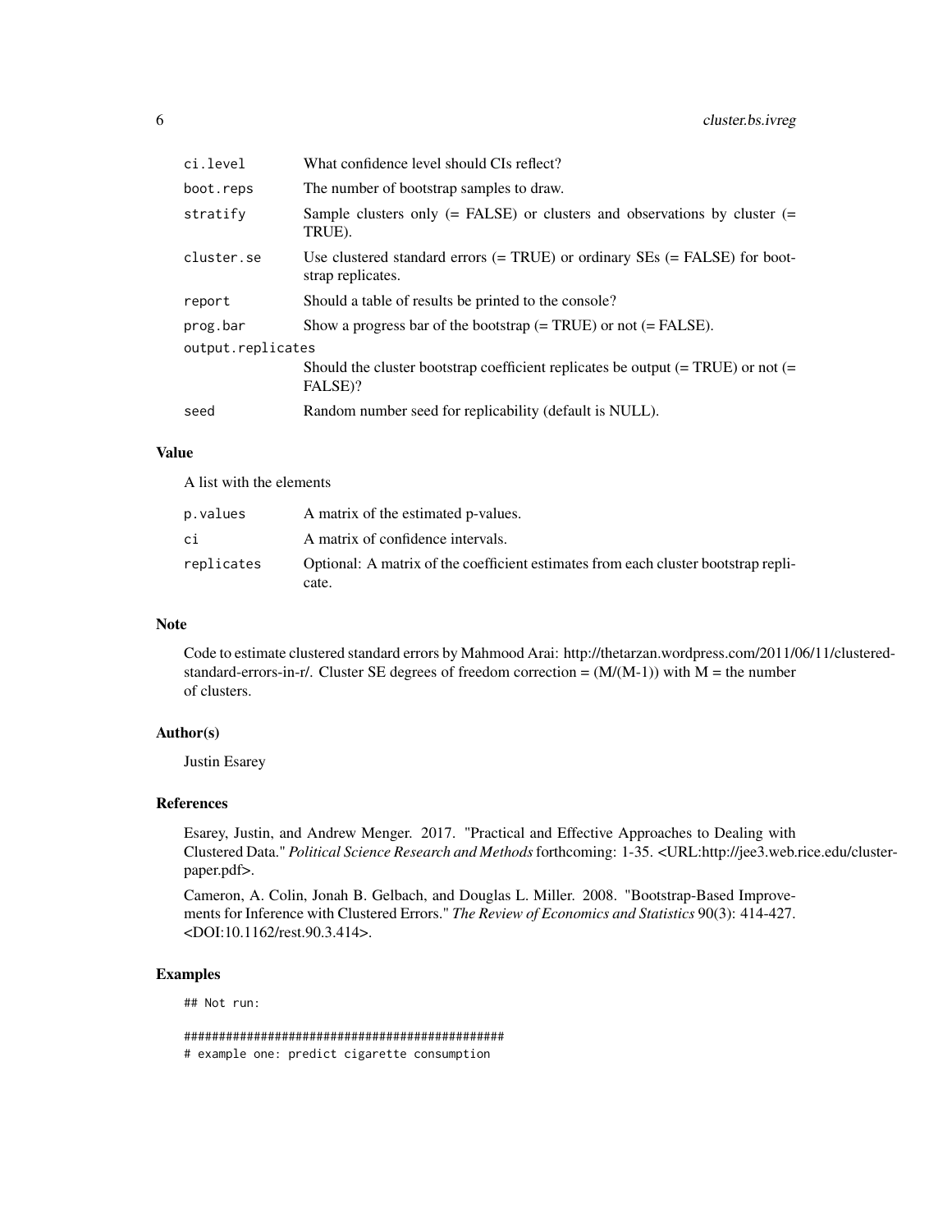| | |
|---|---|
| `ci.level` | What confidence level should CIs reflect? |
| `boot.reps` | The number of bootstrap samples to draw. |
| `stratify` | Sample clusters only (= FALSE) or clusters and observations by cluster (= TRUE). |
| `cluster.se` | Use clustered standard errors (= TRUE) or ordinary SEs (= FALSE) for bootstrap replicates. |
| `report` | Should a table of results be printed to the console? |
| `prog.bar` | Show a progress bar of the bootstrap (= TRUE) or not (= FALSE). |
| `output.replicates` | Should the cluster bootstrap coefficient replicates be output (= TRUE) or not (= FALSE)? |
| `seed` | Random number seed for replicability (default is NULL). |

### Value

A list with the elements

| | |
|---|---|
| `p.values` | A matrix of the estimated p-values. |
| `ci` | A matrix of confidence intervals. |
| `replicates` | Optional: A matrix of the coefficient estimates from each cluster bootstrap replicate. |

### Note

Code to estimate clustered standard errors by Mahmood Arai: http://thetarzan.wordpress.com/2011/06/11/clustered-standard-errors-in-r/. Cluster SE degrees of freedom correction = (M/(M-1)) with M = the number of clusters.

### Author(s)

Justin Esarey

### References

Esarey, Justin, and Andrew Menger. 2017. "Practical and Effective Approaches to Dealing with Clustered Data." *Political Science Research and Methods* forthcoming: 1-35. <URL:http://jee3.web.rice.edu/cluster-paper.pdf>.

Cameron, A. Colin, Jonah B. Gelbach, and Douglas L. Miller. 2008. "Bootstrap-Based Improvements for Inference with Clustered Errors." *The Review of Economics and Statistics* 90(3): 414-427. <DOI:10.1162/rest.90.3.414>.

### Examples

```
## Not run:

##############################################
# example one: predict cigarette consumption
```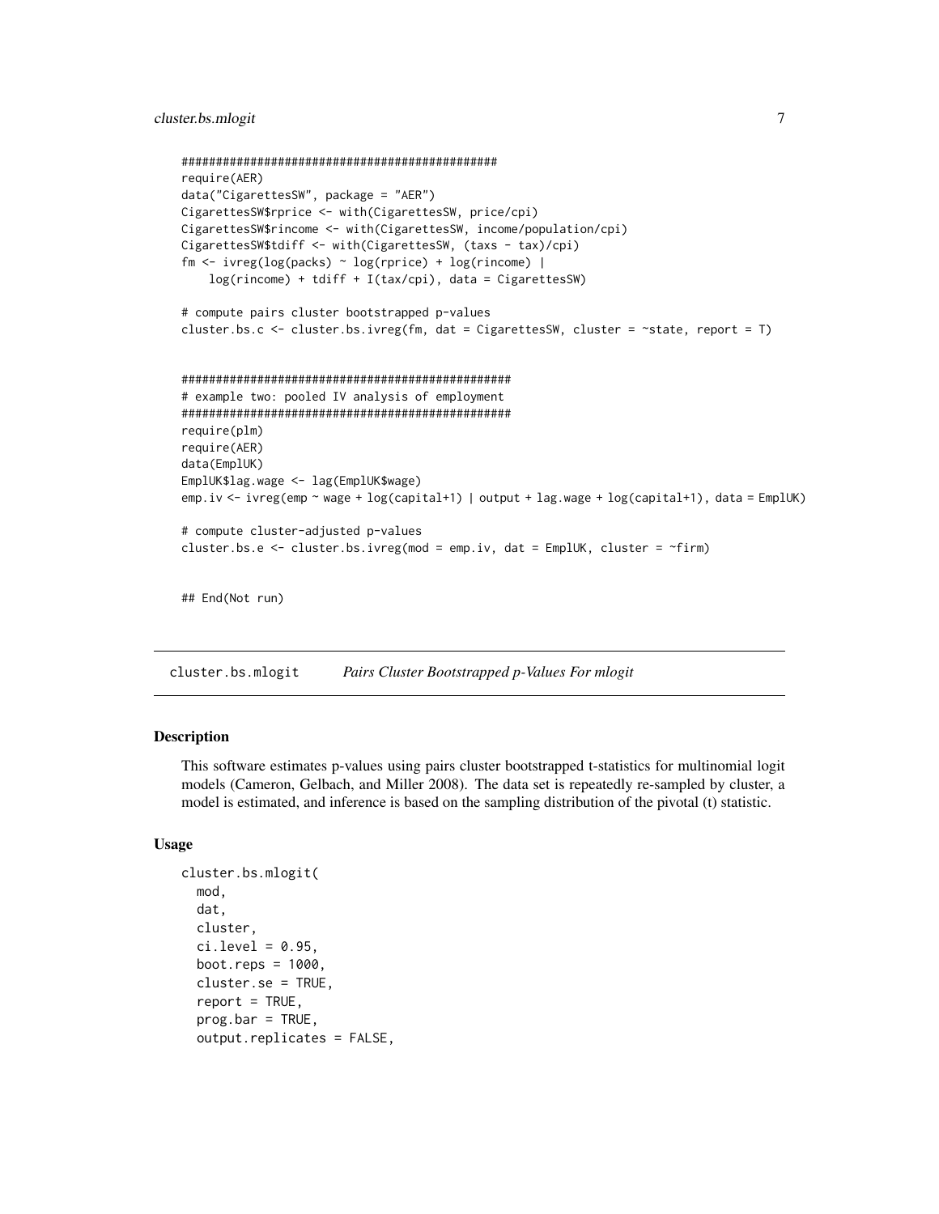```
##############################################
require(AER)
data("CigarettesSW", package = "AER")
CigarettesSW$rprice <- with(CigarettesSW, price/cpi)
CigarettesSW$rincome <- with(CigarettesSW, income/population/cpi)
CigarettesSW$tdiff <- with(CigarettesSW, (taxs - tax)/cpi)
fm <- ivreg(log(packs) ~ log(rprice) + log(rincome) |
    log(rincome) + tdiff + I(tax/cpi), data = CigarettesSW)

# compute pairs cluster bootstrapped p-values
cluster.bs.c <- cluster.bs.ivreg(fm, dat = CigarettesSW, cluster = ~state, report = T)


################################################
# example two: pooled IV analysis of employment
################################################
require(plm)
require(AER)
data(EmplUK)
EmplUK$lag.wage <- lag(EmplUK$wage)
emp.iv <- ivreg(emp ~ wage + log(capital+1) | output + lag.wage + log(capital+1), data = EmplUK)

# compute cluster-adjusted p-values
cluster.bs.e <- cluster.bs.ivreg(mod = emp.iv, dat = EmplUK, cluster = ~firm)


## End(Not run)
```

## cluster.bs.mlogit — *Pairs Cluster Bootstrapped p-Values For mlogit*

### Description

This software estimates p-values using pairs cluster bootstrapped t-statistics for multinomial logit models (Cameron, Gelbach, and Miller 2008). The data set is repeatedly re-sampled by cluster, a model is estimated, and inference is based on the sampling distribution of the pivotal (t) statistic.

### Usage

```
cluster.bs.mlogit(
  mod,
  dat,
  cluster,
  ci.level = 0.95,
  boot.reps = 1000,
  cluster.se = TRUE,
  report = TRUE,
  prog.bar = TRUE,
  output.replicates = FALSE,
```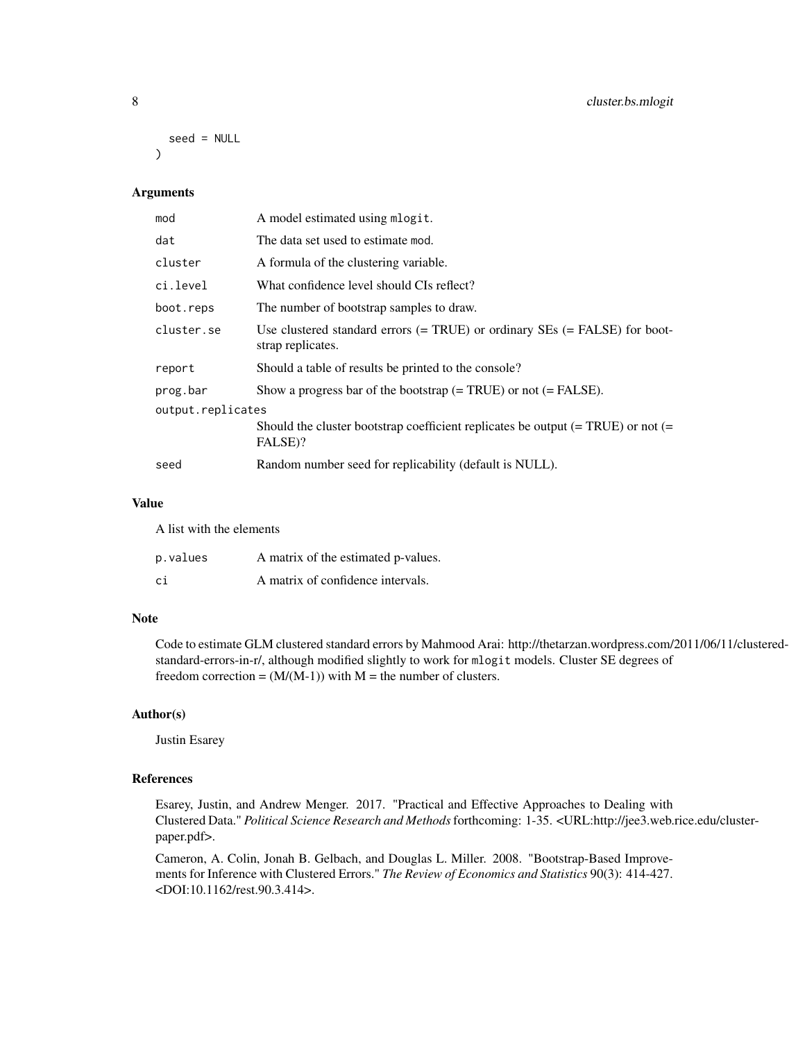```
  seed = NULL
)
```

## Arguments

| | |
|---|---|
| mod | A model estimated using mlogit. |
| dat | The data set used to estimate mod. |
| cluster | A formula of the clustering variable. |
| ci.level | What confidence level should CIs reflect? |
| boot.reps | The number of bootstrap samples to draw. |
| cluster.se | Use clustered standard errors (= TRUE) or ordinary SEs (= FALSE) for bootstrap replicates. |
| report | Should a table of results be printed to the console? |
| prog.bar | Show a progress bar of the bootstrap (= TRUE) or not (= FALSE). |
| output.replicates | Should the cluster bootstrap coefficient replicates be output (= TRUE) or not (= FALSE)? |
| seed | Random number seed for replicability (default is NULL). |

## Value

A list with the elements

| | |
|---|---|
| p.values | A matrix of the estimated p-values. |
| ci | A matrix of confidence intervals. |

## Note

Code to estimate GLM clustered standard errors by Mahmood Arai: http://thetarzan.wordpress.com/2011/06/11/clustered-standard-errors-in-r/, although modified slightly to work for mlogit models. Cluster SE degrees of freedom correction = (M/(M-1)) with M = the number of clusters.

## Author(s)

Justin Esarey

## References

Esarey, Justin, and Andrew Menger. 2017. "Practical and Effective Approaches to Dealing with Clustered Data." *Political Science Research and Methods* forthcoming: 1-35. <URL:http://jee3.web.rice.edu/cluster-paper.pdf>.

Cameron, A. Colin, Jonah B. Gelbach, and Douglas L. Miller. 2008. "Bootstrap-Based Improvements for Inference with Clustered Errors." *The Review of Economics and Statistics* 90(3): 414-427. <DOI:10.1162/rest.90.3.414>.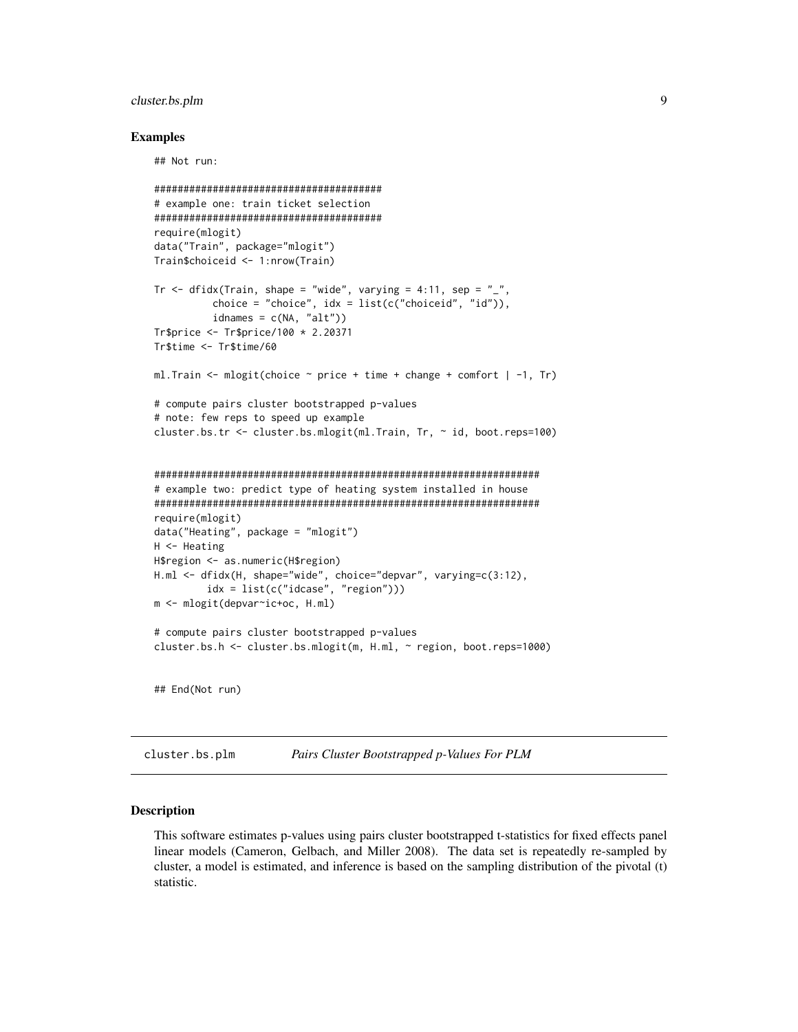### Examples

```
## Not run:

########################################
# example one: train ticket selection
########################################
require(mlogit)
data("Train", package="mlogit")
Train$choiceid <- 1:nrow(Train)

Tr <- dfidx(Train, shape = "wide", varying = 4:11, sep = "_",
          choice = "choice", idx = list(c("choiceid", "id")),
          idnames = c(NA, "alt"))
Tr$price <- Tr$price/100 * 2.20371
Tr$time <- Tr$time/60

ml.Train <- mlogit(choice ~ price + time + change + comfort | -1, Tr)

# compute pairs cluster bootstrapped p-values
# note: few reps to speed up example
cluster.bs.tr <- cluster.bs.mlogit(ml.Train, Tr, ~ id, boot.reps=100)


##################################################################
# example two: predict type of heating system installed in house
##################################################################
require(mlogit)
data("Heating", package = "mlogit")
H <- Heating
H$region <- as.numeric(H$region)
H.ml <- dfidx(H, shape="wide", choice="depvar", varying=c(3:12),
         idx = list(c("idcase", "region")))
m <- mlogit(depvar~ic+oc, H.ml)

# compute pairs cluster bootstrapped p-values
cluster.bs.h <- cluster.bs.mlogit(m, H.ml, ~ region, boot.reps=1000)


## End(Not run)
```

## cluster.bs.plm *Pairs Cluster Bootstrapped p-Values For PLM*

### Description

This software estimates p-values using pairs cluster bootstrapped t-statistics for fixed effects panel linear models (Cameron, Gelbach, and Miller 2008). The data set is repeatedly re-sampled by cluster, a model is estimated, and inference is based on the sampling distribution of the pivotal (t) statistic.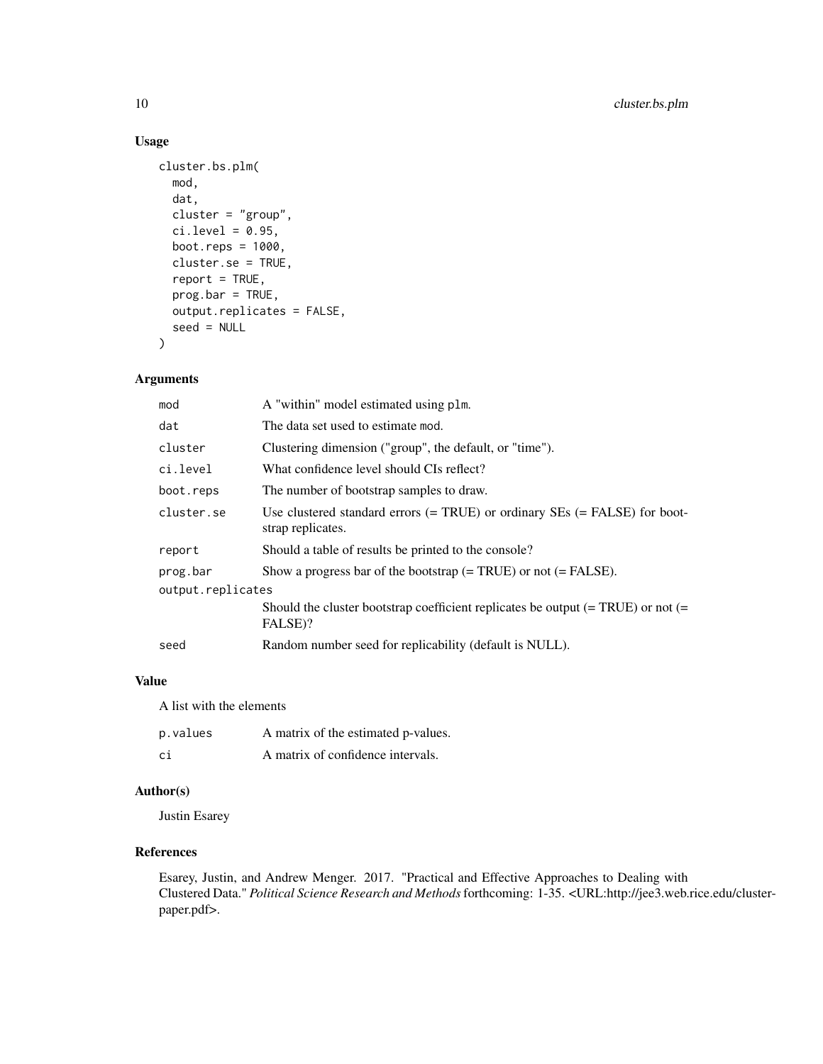## Usage

```
cluster.bs.plm(
  mod,
  dat,
  cluster = "group",
  ci.level = 0.95,
  boot.reps = 1000,
  cluster.se = TRUE,
  report = TRUE,
  prog.bar = TRUE,
  output.replicates = FALSE,
  seed = NULL
)
```

## Arguments

| Argument | Description |
|---|---|
| `mod` | A "within" model estimated using `plm`. |
| `dat` | The data set used to estimate `mod`. |
| `cluster` | Clustering dimension ("group", the default, or "time"). |
| `ci.level` | What confidence level should CIs reflect? |
| `boot.reps` | The number of bootstrap samples to draw. |
| `cluster.se` | Use clustered standard errors (= TRUE) or ordinary SEs (= FALSE) for bootstrap replicates. |
| `report` | Should a table of results be printed to the console? |
| `prog.bar` | Show a progress bar of the bootstrap (= TRUE) or not (= FALSE). |
| `output.replicates` | Should the cluster bootstrap coefficient replicates be output (= TRUE) or not (= FALSE)? |
| `seed` | Random number seed for replicability (default is NULL). |

## Value

A list with the elements

| Element | Description |
|---|---|
| `p.values` | A matrix of the estimated p-values. |
| `ci` | A matrix of confidence intervals. |

## Author(s)

Justin Esarey

## References

Esarey, Justin, and Andrew Menger. 2017. "Practical and Effective Approaches to Dealing with Clustered Data." *Political Science Research and Methods* forthcoming: 1-35. <URL:http://jee3.web.rice.edu/cluster-paper.pdf>.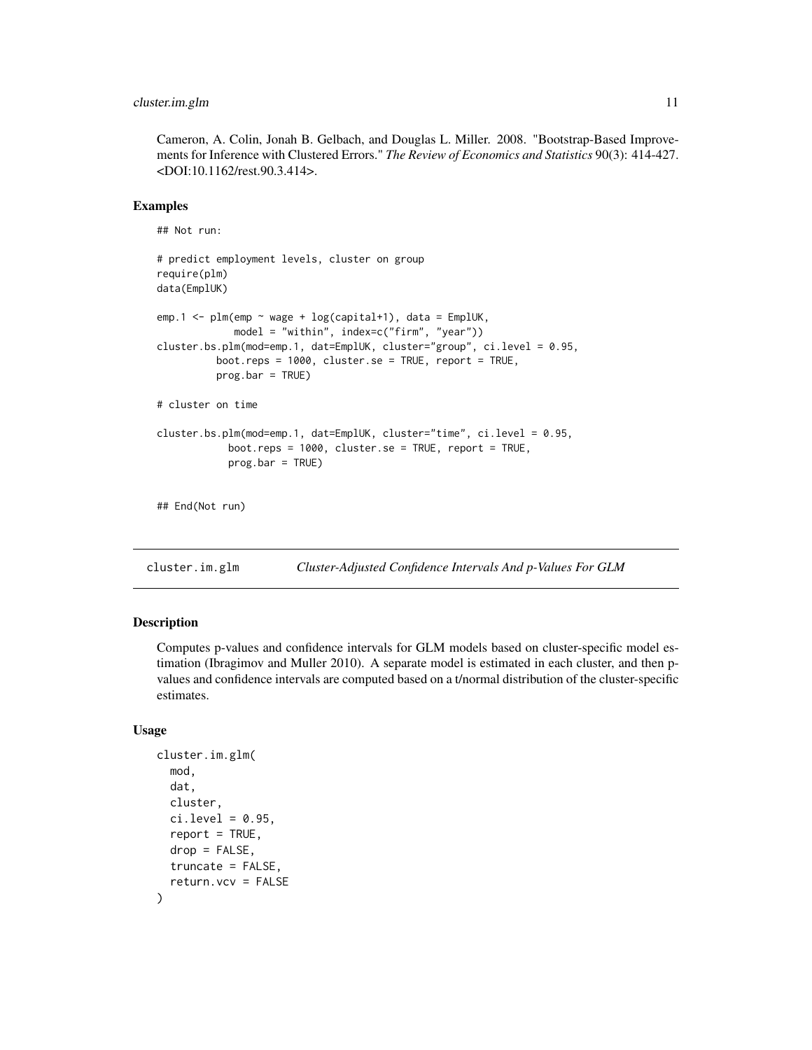Cameron, A. Colin, Jonah B. Gelbach, and Douglas L. Miller. 2008. "Bootstrap-Based Improvements for Inference with Clustered Errors." *The Review of Economics and Statistics* 90(3): 414-427. <DOI:10.1162/rest.90.3.414>.

### Examples

```
## Not run:

# predict employment levels, cluster on group
require(plm)
data(EmplUK)

emp.1 <- plm(emp ~ wage + log(capital+1), data = EmplUK,
             model = "within", index=c("firm", "year"))
cluster.bs.plm(mod=emp.1, dat=EmplUK, cluster="group", ci.level = 0.95,
          boot.reps = 1000, cluster.se = TRUE, report = TRUE,
          prog.bar = TRUE)

# cluster on time

cluster.bs.plm(mod=emp.1, dat=EmplUK, cluster="time", ci.level = 0.95,
            boot.reps = 1000, cluster.se = TRUE, report = TRUE,
            prog.bar = TRUE)


## End(Not run)
```

## cluster.im.glm — *Cluster-Adjusted Confidence Intervals And p-Values For GLM*

### Description

Computes p-values and confidence intervals for GLM models based on cluster-specific model estimation (Ibragimov and Muller 2010). A separate model is estimated in each cluster, and then p-values and confidence intervals are computed based on a t/normal distribution of the cluster-specific estimates.

### Usage

```
cluster.im.glm(
  mod,
  dat,
  cluster,
  ci.level = 0.95,
  report = TRUE,
  drop = FALSE,
  truncate = FALSE,
  return.vcv = FALSE
)
```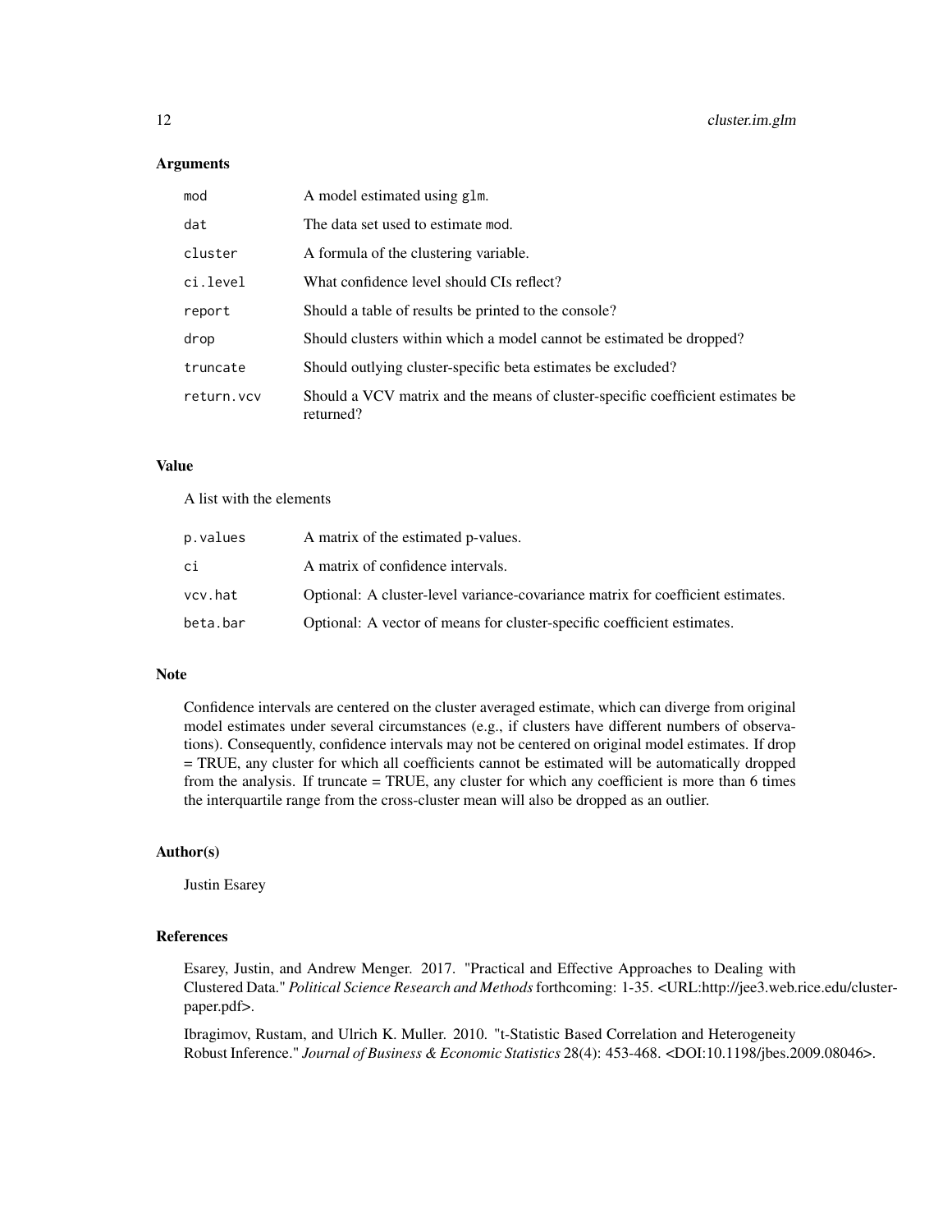## Arguments

| | |
|---|---|
| `mod` | A model estimated using `glm`. |
| `dat` | The data set used to estimate `mod`. |
| `cluster` | A formula of the clustering variable. |
| `ci.level` | What confidence level should CIs reflect? |
| `report` | Should a table of results be printed to the console? |
| `drop` | Should clusters within which a model cannot be estimated be dropped? |
| `truncate` | Should outlying cluster-specific beta estimates be excluded? |
| `return.vcv` | Should a VCV matrix and the means of cluster-specific coefficient estimates be returned? |

## Value

A list with the elements

| | |
|---|---|
| `p.values` | A matrix of the estimated p-values. |
| `ci` | A matrix of confidence intervals. |
| `vcv.hat` | Optional: A cluster-level variance-covariance matrix for coefficient estimates. |
| `beta.bar` | Optional: A vector of means for cluster-specific coefficient estimates. |

## Note

Confidence intervals are centered on the cluster averaged estimate, which can diverge from original model estimates under several circumstances (e.g., if clusters have different numbers of observations). Consequently, confidence intervals may not be centered on original model estimates. If drop = TRUE, any cluster for which all coefficients cannot be estimated will be automatically dropped from the analysis. If truncate = TRUE, any cluster for which any coefficient is more than 6 times the interquartile range from the cross-cluster mean will also be dropped as an outlier.

## Author(s)

Justin Esarey

## References

Esarey, Justin, and Andrew Menger. 2017. "Practical and Effective Approaches to Dealing with Clustered Data." *Political Science Research and Methods* forthcoming: 1-35. <URL:http://jee3.web.rice.edu/cluster-paper.pdf>.

Ibragimov, Rustam, and Ulrich K. Muller. 2010. "t-Statistic Based Correlation and Heterogeneity Robust Inference." *Journal of Business & Economic Statistics* 28(4): 453-468. <DOI:10.1198/jbes.2009.08046>.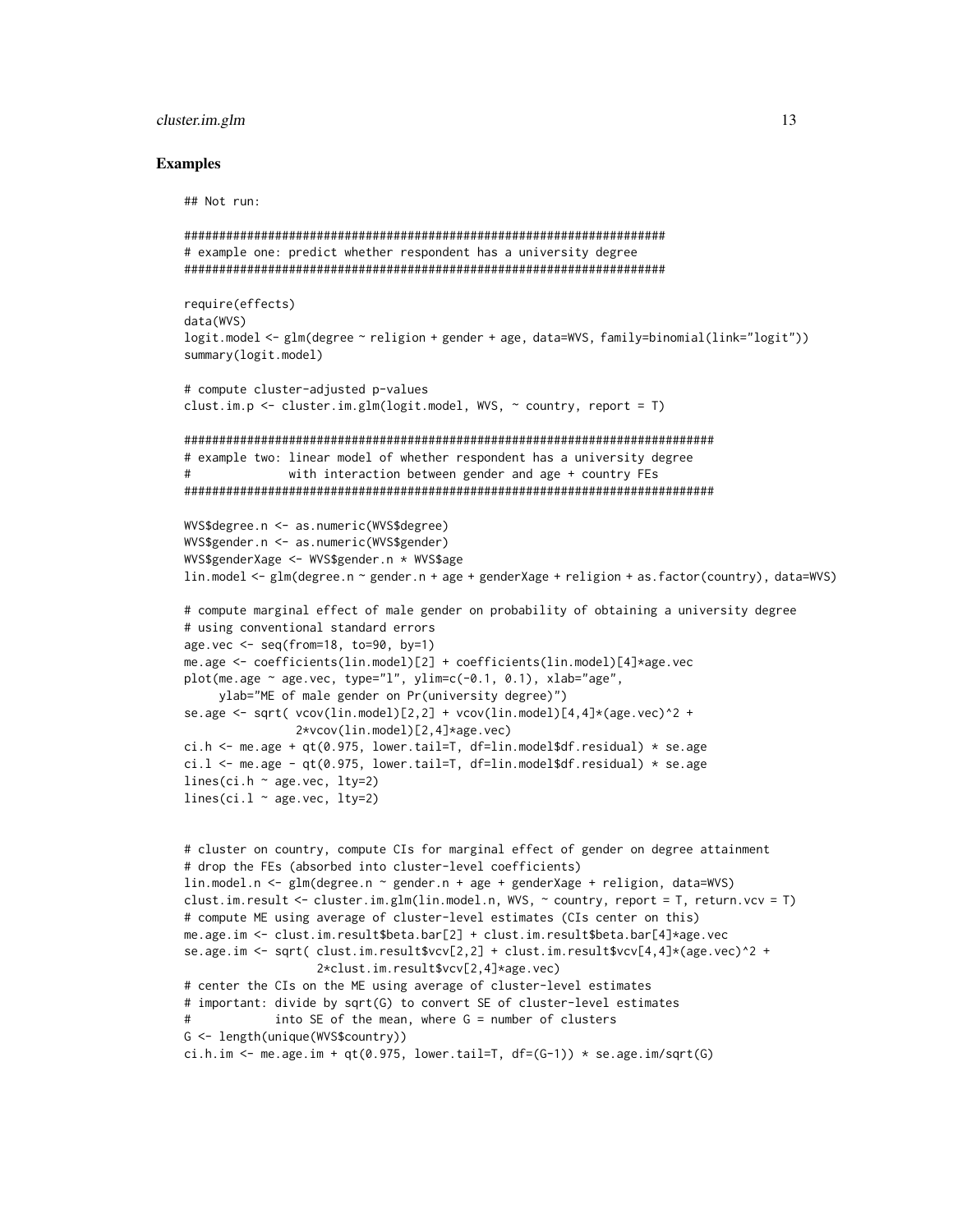## Examples

```
## Not run:

#####################################################################
# example one: predict whether respondent has a university degree
#####################################################################

require(effects)
data(WVS)
logit.model <- glm(degree ~ religion + gender + age, data=WVS, family=binomial(link="logit"))
summary(logit.model)

# compute cluster-adjusted p-values
clust.im.p <- cluster.im.glm(logit.model, WVS, ~ country, report = T)

#########################################################################
# example two: linear model of whether respondent has a university degree
#              with interaction between gender and age + country FEs
#########################################################################

WVS$degree.n <- as.numeric(WVS$degree)
WVS$gender.n <- as.numeric(WVS$gender)
WVS$genderXage <- WVS$gender.n * WVS$age
lin.model <- glm(degree.n ~ gender.n + age + genderXage + religion + as.factor(country), data=WVS)

# compute marginal effect of male gender on probability of obtaining a university degree
# using conventional standard errors
age.vec <- seq(from=18, to=90, by=1)
me.age <- coefficients(lin.model)[2] + coefficients(lin.model)[4]*age.vec
plot(me.age ~ age.vec, type="l", ylim=c(-0.1, 0.1), xlab="age",
     ylab="ME of male gender on Pr(university degree)")
se.age <- sqrt( vcov(lin.model)[2,2] + vcov(lin.model)[4,4]*(age.vec)^2 +
               2*vcov(lin.model)[2,4]*age.vec)
ci.h <- me.age + qt(0.975, lower.tail=T, df=lin.model$df.residual) * se.age
ci.l <- me.age - qt(0.975, lower.tail=T, df=lin.model$df.residual) * se.age
lines(ci.h ~ age.vec, lty=2)
lines(ci.l ~ age.vec, lty=2)


# cluster on country, compute CIs for marginal effect of gender on degree attainment
# drop the FEs (absorbed into cluster-level coefficients)
lin.model.n <- glm(degree.n ~ gender.n + age + genderXage + religion, data=WVS)
clust.im.result <- cluster.im.glm(lin.model.n, WVS, ~ country, report = T, return.vcv = T)
# compute ME using average of cluster-level estimates (CIs center on this)
me.age.im <- clust.im.result$beta.bar[2] + clust.im.result$beta.bar[4]*age.vec
se.age.im <- sqrt( clust.im.result$vcv[2,2] + clust.im.result$vcv[4,4]*(age.vec)^2 +
                  2*clust.im.result$vcv[2,4]*age.vec)
# center the CIs on the ME using average of cluster-level estimates
# important: divide by sqrt(G) to convert SE of cluster-level estimates
#            into SE of the mean, where G = number of clusters
G <- length(unique(WVS$country))
ci.h.im <- me.age.im + qt(0.975, lower.tail=T, df=(G-1)) * se.age.im/sqrt(G)
```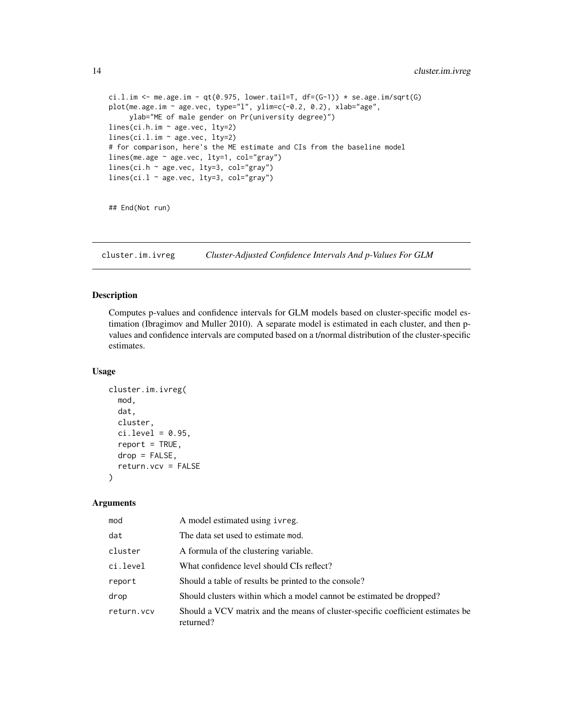```
ci.l.im <- me.age.im - qt(0.975, lower.tail=T, df=(G-1)) * se.age.im/sqrt(G)
plot(me.age.im ~ age.vec, type="l", ylim=c(-0.2, 0.2), xlab="age",
     ylab="ME of male gender on Pr(university degree)")
lines(ci.h.im ~ age.vec, lty=2)
lines(ci.l.im ~ age.vec, lty=2)
# for comparison, here's the ME estimate and CIs from the baseline model
lines(me.age ~ age.vec, lty=1, col="gray")
lines(ci.h ~ age.vec, lty=3, col="gray")
lines(ci.l ~ age.vec, lty=3, col="gray")


## End(Not run)
```

## cluster.im.ivreg — *Cluster-Adjusted Confidence Intervals And p-Values For GLM*

### Description

Computes p-values and confidence intervals for GLM models based on cluster-specific model estimation (Ibragimov and Muller 2010). A separate model is estimated in each cluster, and then p-values and confidence intervals are computed based on a t/normal distribution of the cluster-specific estimates.

### Usage

```
cluster.im.ivreg(
  mod,
  dat,
  cluster,
  ci.level = 0.95,
  report = TRUE,
  drop = FALSE,
  return.vcv = FALSE
)
```

### Arguments

| | |
|---|---|
| mod | A model estimated using ivreg. |
| dat | The data set used to estimate mod. |
| cluster | A formula of the clustering variable. |
| ci.level | What confidence level should CIs reflect? |
| report | Should a table of results be printed to the console? |
| drop | Should clusters within which a model cannot be estimated be dropped? |
| return.vcv | Should a VCV matrix and the means of cluster-specific coefficient estimates be returned? |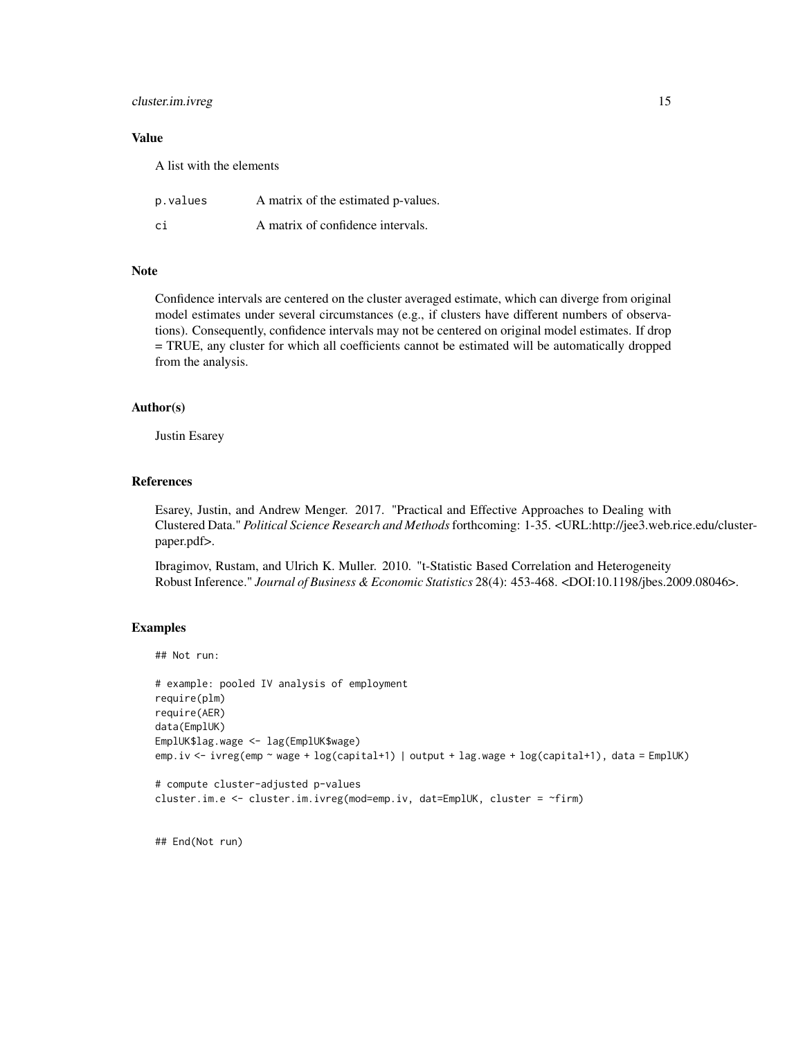### Value

A list with the elements

| | |
|---|---|
| p.values | A matrix of the estimated p-values. |
| ci | A matrix of confidence intervals. |

### Note

Confidence intervals are centered on the cluster averaged estimate, which can diverge from original model estimates under several circumstances (e.g., if clusters have different numbers of observations). Consequently, confidence intervals may not be centered on original model estimates. If drop = TRUE, any cluster for which all coefficients cannot be estimated will be automatically dropped from the analysis.

### Author(s)

Justin Esarey

### References

Esarey, Justin, and Andrew Menger. 2017. "Practical and Effective Approaches to Dealing with Clustered Data." *Political Science Research and Methods* forthcoming: 1-35. <URL:http://jee3.web.rice.edu/cluster-paper.pdf>.

Ibragimov, Rustam, and Ulrich K. Muller. 2010. "t-Statistic Based Correlation and Heterogeneity Robust Inference." *Journal of Business & Economic Statistics* 28(4): 453-468. <DOI:10.1198/jbes.2009.08046>.

### Examples

```
## Not run:

# example: pooled IV analysis of employment
require(plm)
require(AER)
data(EmplUK)
EmplUK$lag.wage <- lag(EmplUK$wage)
emp.iv <- ivreg(emp ~ wage + log(capital+1) | output + lag.wage + log(capital+1), data = EmplUK)

# compute cluster-adjusted p-values
cluster.im.e <- cluster.im.ivreg(mod=emp.iv, dat=EmplUK, cluster = ~firm)


## End(Not run)
```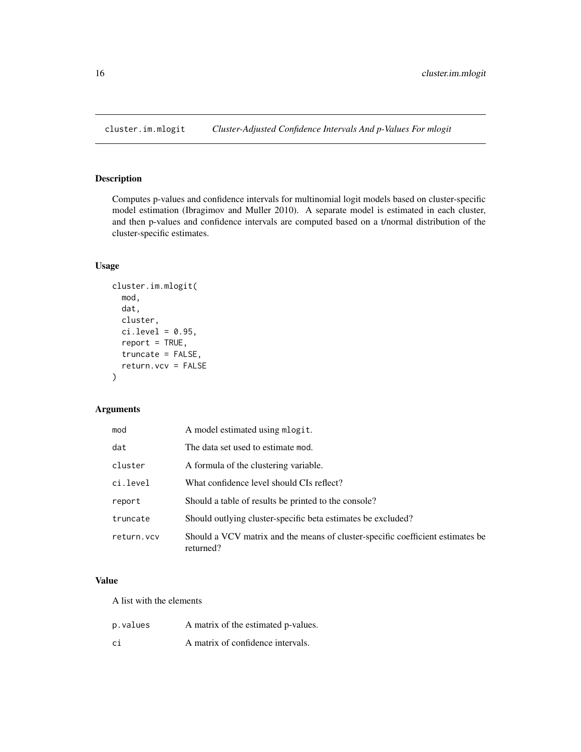# cluster.im.mlogit — *Cluster-Adjusted Confidence Intervals And p-Values For mlogit*

## Description

Computes p-values and confidence intervals for multinomial logit models based on cluster-specific model estimation (Ibragimov and Muller 2010). A separate model is estimated in each cluster, and then p-values and confidence intervals are computed based on a t/normal distribution of the cluster-specific estimates.

## Usage

```
cluster.im.mlogit(
  mod,
  dat,
  cluster,
  ci.level = 0.95,
  report = TRUE,
  truncate = FALSE,
  return.vcv = FALSE
)
```

## Arguments

| | |
|---|---|
| mod | A model estimated using mlogit. |
| dat | The data set used to estimate mod. |
| cluster | A formula of the clustering variable. |
| ci.level | What confidence level should CIs reflect? |
| report | Should a table of results be printed to the console? |
| truncate | Should outlying cluster-specific beta estimates be excluded? |
| return.vcv | Should a VCV matrix and the means of cluster-specific coefficient estimates be returned? |

## Value

A list with the elements

| | |
|---|---|
| p.values | A matrix of the estimated p-values. |
| ci | A matrix of confidence intervals. |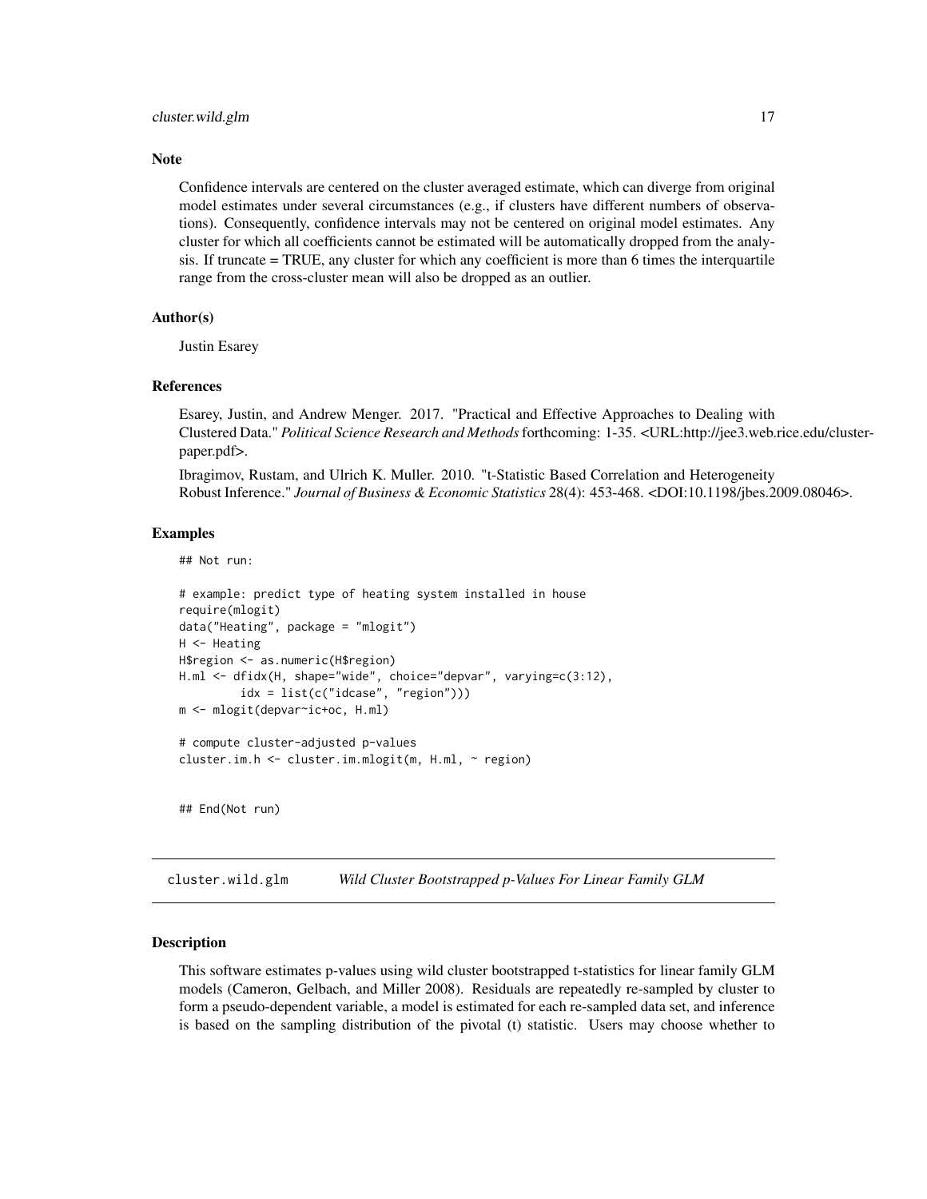### Note

Confidence intervals are centered on the cluster averaged estimate, which can diverge from original model estimates under several circumstances (e.g., if clusters have different numbers of observations). Consequently, confidence intervals may not be centered on original model estimates. Any cluster for which all coefficients cannot be estimated will be automatically dropped from the analysis. If truncate = TRUE, any cluster for which any coefficient is more than 6 times the interquartile range from the cross-cluster mean will also be dropped as an outlier.

### Author(s)

Justin Esarey

### References

Esarey, Justin, and Andrew Menger. 2017. "Practical and Effective Approaches to Dealing with Clustered Data." *Political Science Research and Methods* forthcoming: 1-35. <URL:http://jee3.web.rice.edu/cluster-paper.pdf>.

Ibragimov, Rustam, and Ulrich K. Muller. 2010. "t-Statistic Based Correlation and Heterogeneity Robust Inference." *Journal of Business & Economic Statistics* 28(4): 453-468. <DOI:10.1198/jbes.2009.08046>.

### Examples

```
## Not run:

# example: predict type of heating system installed in house
require(mlogit)
data("Heating", package = "mlogit")
H <- Heating
H$region <- as.numeric(H$region)
H.ml <- dfidx(H, shape="wide", choice="depvar", varying=c(3:12),
         idx = list(c("idcase", "region")))
m <- mlogit(depvar~ic+oc, H.ml)

# compute cluster-adjusted p-values
cluster.im.h <- cluster.im.mlogit(m, H.ml, ~ region)


## End(Not run)
```

---

## cluster.wild.glm *Wild Cluster Bootstrapped p-Values For Linear Family GLM*

### Description

This software estimates p-values using wild cluster bootstrapped t-statistics for linear family GLM models (Cameron, Gelbach, and Miller 2008). Residuals are repeatedly re-sampled by cluster to form a pseudo-dependent variable, a model is estimated for each re-sampled data set, and inference is based on the sampling distribution of the pivotal (t) statistic. Users may choose whether to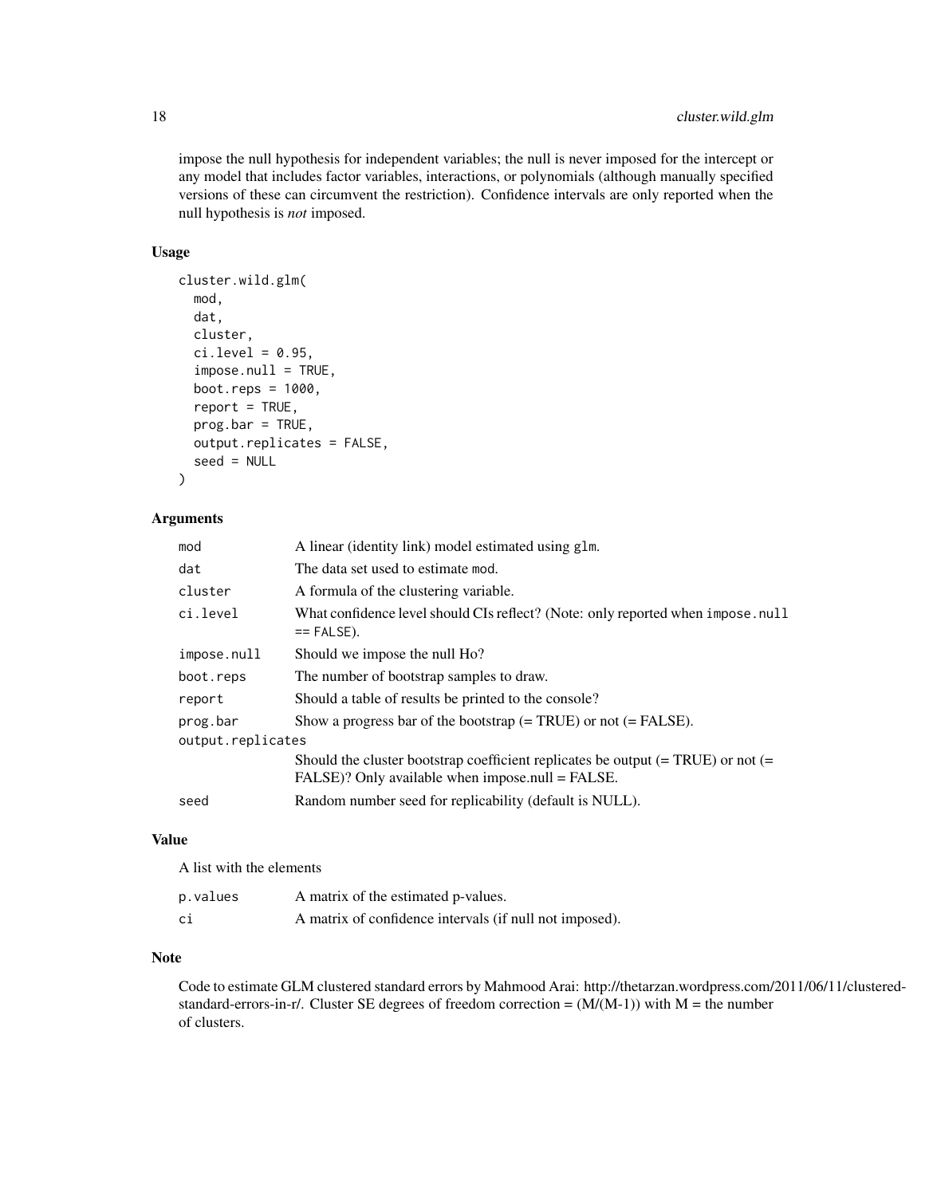impose the null hypothesis for independent variables; the null is never imposed for the intercept or any model that includes factor variables, interactions, or polynomials (although manually specified versions of these can circumvent the restriction). Confidence intervals are only reported when the null hypothesis is *not* imposed.

### Usage

```
cluster.wild.glm(
  mod,
  dat,
  cluster,
  ci.level = 0.95,
  impose.null = TRUE,
  boot.reps = 1000,
  report = TRUE,
  prog.bar = TRUE,
  output.replicates = FALSE,
  seed = NULL
)
```

### Arguments

| | |
|---|---|
| `mod` | A linear (identity link) model estimated using `glm`. |
| `dat` | The data set used to estimate `mod`. |
| `cluster` | A formula of the clustering variable. |
| `ci.level` | What confidence level should CIs reflect? (Note: only reported when `impose.null == FALSE`). |
| `impose.null` | Should we impose the null Ho? |
| `boot.reps` | The number of bootstrap samples to draw. |
| `report` | Should a table of results be printed to the console? |
| `prog.bar` | Show a progress bar of the bootstrap (= TRUE) or not (= FALSE). |
| `output.replicates` | Should the cluster bootstrap coefficient replicates be output (= TRUE) or not (= FALSE)? Only available when impose.null = FALSE. |
| `seed` | Random number seed for replicability (default is NULL). |

### Value

A list with the elements

| | |
|---|---|
| `p.values` | A matrix of the estimated p-values. |
| `ci` | A matrix of confidence intervals (if null not imposed). |

### Note

Code to estimate GLM clustered standard errors by Mahmood Arai: http://thetarzan.wordpress.com/2011/06/11/clustered-standard-errors-in-r/. Cluster SE degrees of freedom correction = (M/(M-1)) with M = the number of clusters.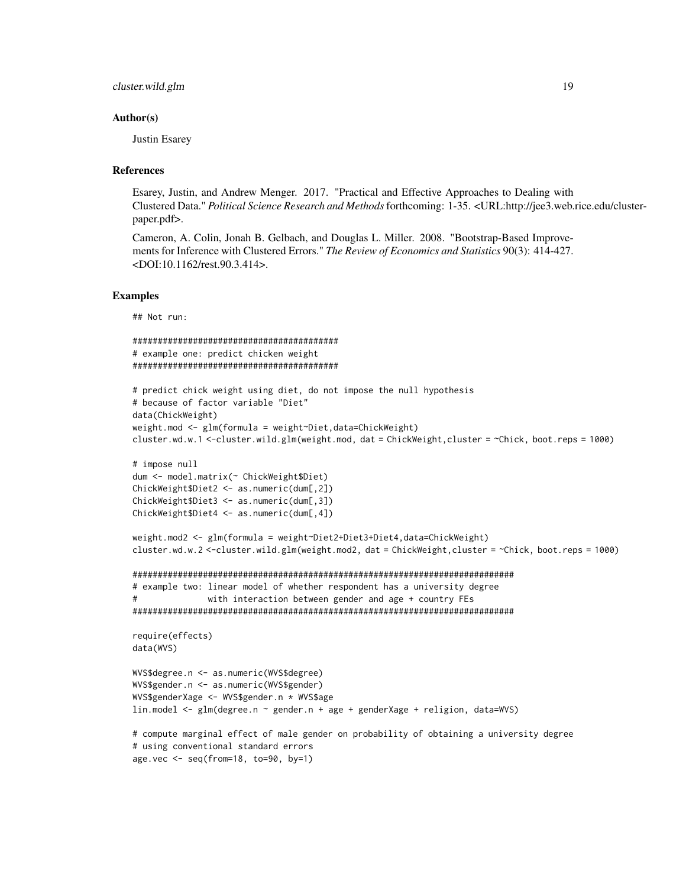### Author(s)

Justin Esarey

### References

Esarey, Justin, and Andrew Menger. 2017. "Practical and Effective Approaches to Dealing with Clustered Data." *Political Science Research and Methods* forthcoming: 1-35. <URL:http://jee3.web.rice.edu/cluster-paper.pdf>.

Cameron, A. Colin, Jonah B. Gelbach, and Douglas L. Miller. 2008. "Bootstrap-Based Improvements for Inference with Clustered Errors." *The Review of Economics and Statistics* 90(3): 414-427. <DOI:10.1162/rest.90.3.414>.

### Examples

```
## Not run:

#########################################
# example one: predict chicken weight
#########################################

# predict chick weight using diet, do not impose the null hypothesis
# because of factor variable "Diet"
data(ChickWeight)
weight.mod <- glm(formula = weight~Diet,data=ChickWeight)
cluster.wd.w.1 <-cluster.wild.glm(weight.mod, dat = ChickWeight,cluster = ~Chick, boot.reps = 1000)

# impose null
dum <- model.matrix(~ ChickWeight$Diet)
ChickWeight$Diet2 <- as.numeric(dum[,2])
ChickWeight$Diet3 <- as.numeric(dum[,3])
ChickWeight$Diet4 <- as.numeric(dum[,4])

weight.mod2 <- glm(formula = weight~Diet2+Diet3+Diet4,data=ChickWeight)
cluster.wd.w.2 <-cluster.wild.glm(weight.mod2, dat = ChickWeight,cluster = ~Chick, boot.reps = 1000)

##########################################################################
# example two: linear model of whether respondent has a university degree
#              with interaction between gender and age + country FEs
##########################################################################

require(effects)
data(WVS)

WVS$degree.n <- as.numeric(WVS$degree)
WVS$gender.n <- as.numeric(WVS$gender)
WVS$genderXage <- WVS$gender.n * WVS$age
lin.model <- glm(degree.n ~ gender.n + age + genderXage + religion, data=WVS)

# compute marginal effect of male gender on probability of obtaining a university degree
# using conventional standard errors
age.vec <- seq(from=18, to=90, by=1)
```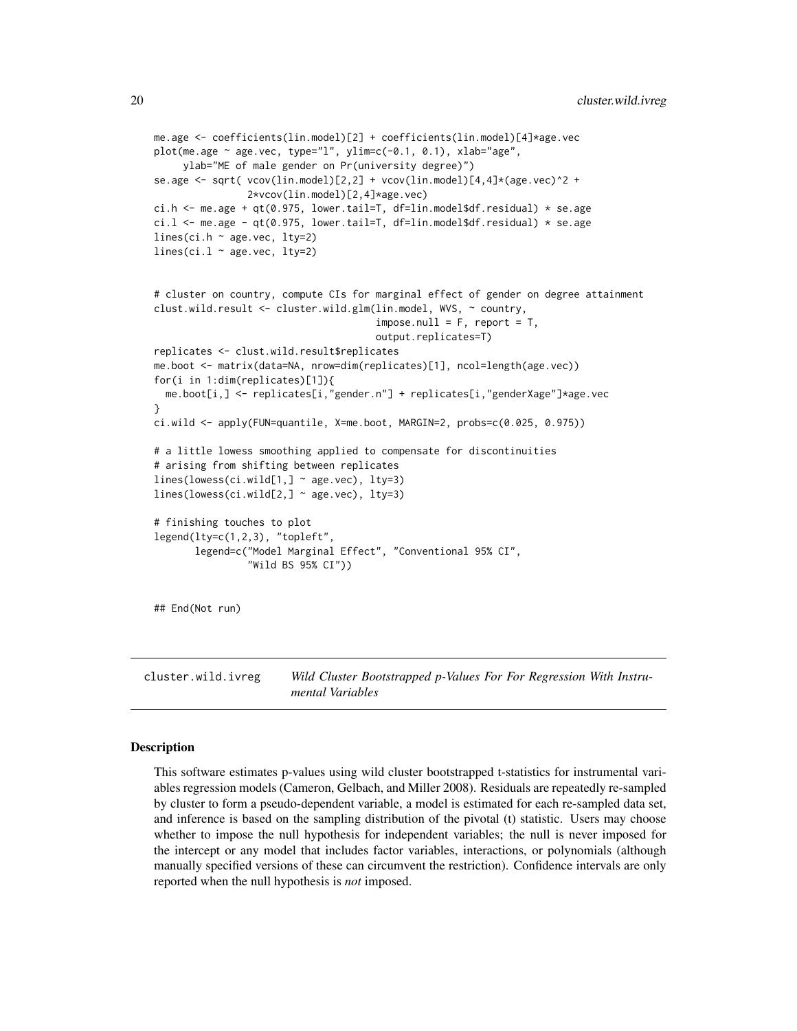```
me.age <- coefficients(lin.model)[2] + coefficients(lin.model)[4]*age.vec
plot(me.age ~ age.vec, type="l", ylim=c(-0.1, 0.1), xlab="age",
     ylab="ME of male gender on Pr(university degree)")
se.age <- sqrt( vcov(lin.model)[2,2] + vcov(lin.model)[4,4]*(age.vec)^2 +
                2*vcov(lin.model)[2,4]*age.vec)
ci.h <- me.age + qt(0.975, lower.tail=T, df=lin.model$df.residual) * se.age
ci.l <- me.age - qt(0.975, lower.tail=T, df=lin.model$df.residual) * se.age
lines(ci.h ~ age.vec, lty=2)
lines(ci.l ~ age.vec, lty=2)


# cluster on country, compute CIs for marginal effect of gender on degree attainment
clust.wild.result <- cluster.wild.glm(lin.model, WVS, ~ country,
                                       impose.null = F, report = T,
                                       output.replicates=T)
replicates <- clust.wild.result$replicates
me.boot <- matrix(data=NA, nrow=dim(replicates)[1], ncol=length(age.vec))
for(i in 1:dim(replicates)[1]){
  me.boot[i,] <- replicates[i,"gender.n"] + replicates[i,"genderXage"]*age.vec
}
ci.wild <- apply(FUN=quantile, X=me.boot, MARGIN=2, probs=c(0.025, 0.975))

# a little lowess smoothing applied to compensate for discontinuities
# arising from shifting between replicates
lines(lowess(ci.wild[1,] ~ age.vec), lty=3)
lines(lowess(ci.wild[2,] ~ age.vec), lty=3)

# finishing touches to plot
legend(lty=c(1,2,3), "topleft",
       legend=c("Model Marginal Effect", "Conventional 95% CI",
                "Wild BS 95% CI"))


## End(Not run)
```

## cluster.wild.ivreg — *Wild Cluster Bootstrapped p-Values For For Regression With Instrumental Variables*

### Description

This software estimates p-values using wild cluster bootstrapped t-statistics for instrumental variables regression models (Cameron, Gelbach, and Miller 2008). Residuals are repeatedly re-sampled by cluster to form a pseudo-dependent variable, a model is estimated for each re-sampled data set, and inference is based on the sampling distribution of the pivotal (t) statistic. Users may choose whether to impose the null hypothesis for independent variables; the null is never imposed for the intercept or any model that includes factor variables, interactions, or polynomials (although manually specified versions of these can circumvent the restriction). Confidence intervals are only reported when the null hypothesis is *not* imposed.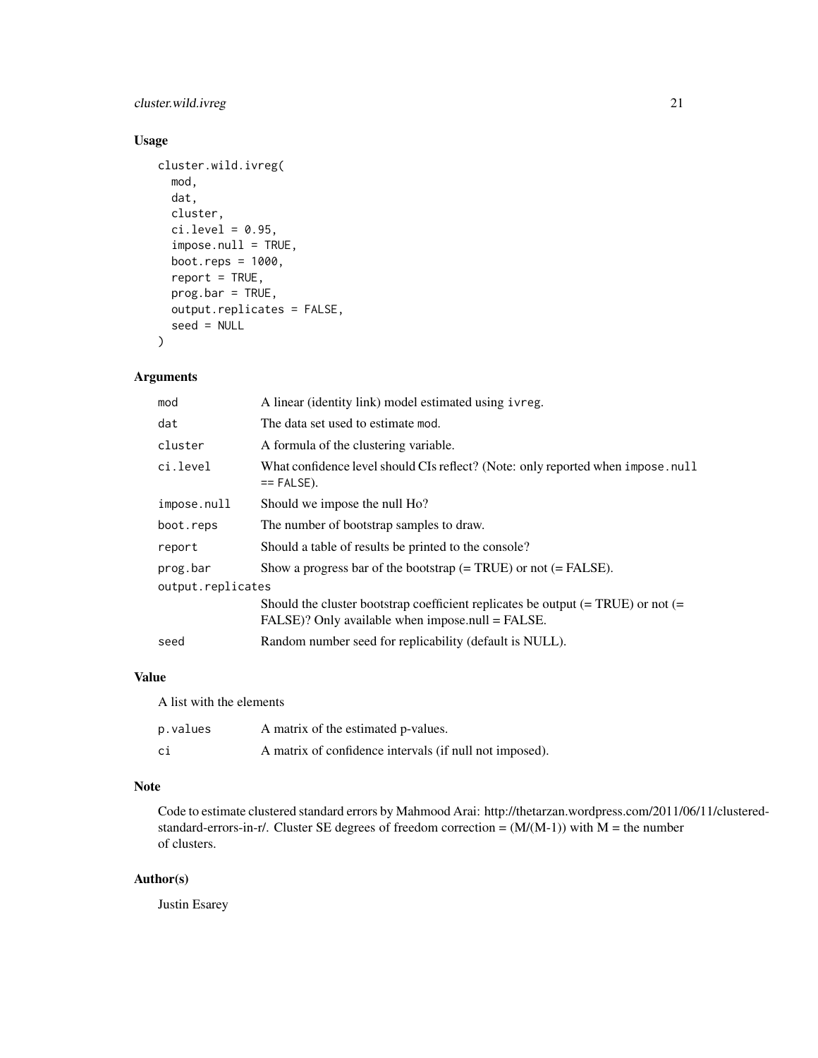## Usage

```
cluster.wild.ivreg(
  mod,
  dat,
  cluster,
  ci.level = 0.95,
  impose.null = TRUE,
  boot.reps = 1000,
  report = TRUE,
  prog.bar = TRUE,
  output.replicates = FALSE,
  seed = NULL
)
```

## Arguments

| | |
|---|---|
| `mod` | A linear (identity link) model estimated using `ivreg`. |
| `dat` | The data set used to estimate `mod`. |
| `cluster` | A formula of the clustering variable. |
| `ci.level` | What confidence level should CIs reflect? (Note: only reported when `impose.null == FALSE`). |
| `impose.null` | Should we impose the null Ho? |
| `boot.reps` | The number of bootstrap samples to draw. |
| `report` | Should a table of results be printed to the console? |
| `prog.bar` | Show a progress bar of the bootstrap (= TRUE) or not (= FALSE). |
| `output.replicates` | Should the cluster bootstrap coefficient replicates be output (= TRUE) or not (= FALSE)? Only available when impose.null = FALSE. |
| `seed` | Random number seed for replicability (default is NULL). |

## Value

A list with the elements

| | |
|---|---|
| `p.values` | A matrix of the estimated p-values. |
| `ci` | A matrix of confidence intervals (if null not imposed). |

## Note

Code to estimate clustered standard errors by Mahmood Arai: http://thetarzan.wordpress.com/2011/06/11/clustered-standard-errors-in-r/. Cluster SE degrees of freedom correction = (M/(M-1)) with M = the number of clusters.

## Author(s)

Justin Esarey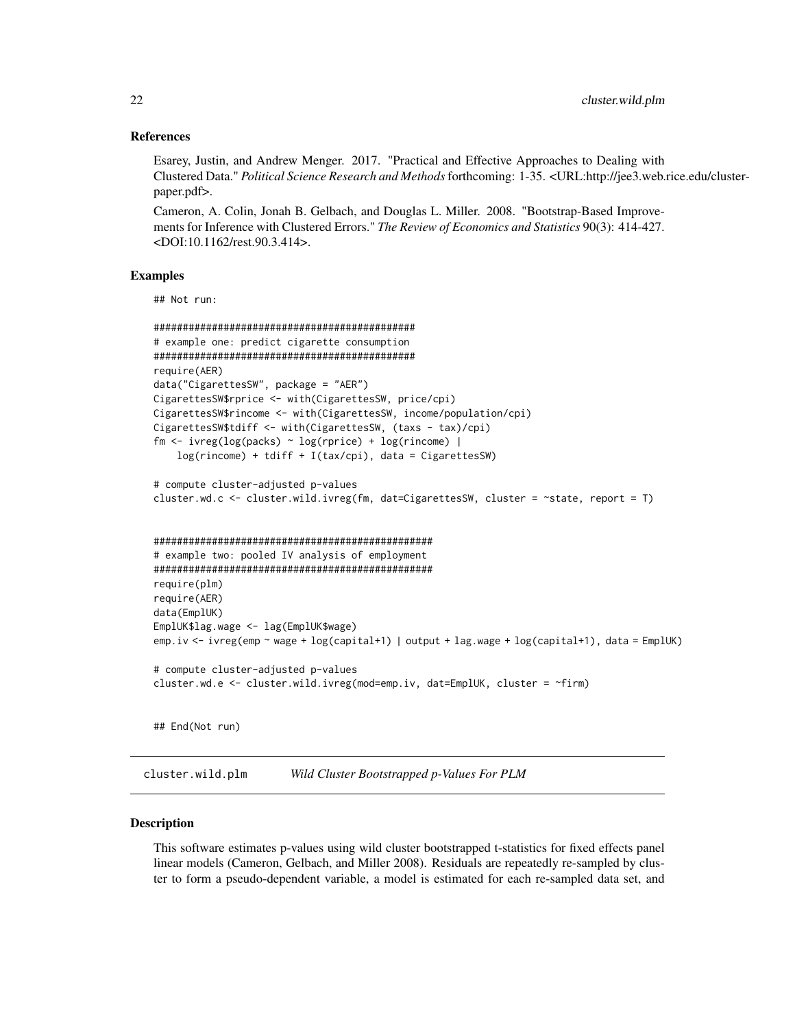### References

Esarey, Justin, and Andrew Menger. 2017. "Practical and Effective Approaches to Dealing with Clustered Data." *Political Science Research and Methods* forthcoming: 1-35. <URL:http://jee3.web.rice.edu/cluster-paper.pdf>.

Cameron, A. Colin, Jonah B. Gelbach, and Douglas L. Miller. 2008. "Bootstrap-Based Improvements for Inference with Clustered Errors." *The Review of Economics and Statistics* 90(3): 414-427. <DOI:10.1162/rest.90.3.414>.

### Examples

```
## Not run:

##############################################
# example one: predict cigarette consumption
##############################################
require(AER)
data("CigarettesSW", package = "AER")
CigarettesSW$rprice <- with(CigarettesSW, price/cpi)
CigarettesSW$rincome <- with(CigarettesSW, income/population/cpi)
CigarettesSW$tdiff <- with(CigarettesSW, (taxs - tax)/cpi)
fm <- ivreg(log(packs) ~ log(rprice) + log(rincome) |
    log(rincome) + tdiff + I(tax/cpi), data = CigarettesSW)

# compute cluster-adjusted p-values
cluster.wd.c <- cluster.wild.ivreg(fm, dat=CigarettesSW, cluster = ~state, report = T)


################################################
# example two: pooled IV analysis of employment
################################################
require(plm)
require(AER)
data(EmplUK)
EmplUK$lag.wage <- lag(EmplUK$wage)
emp.iv <- ivreg(emp ~ wage + log(capital+1) | output + lag.wage + log(capital+1), data = EmplUK)

# compute cluster-adjusted p-values
cluster.wd.e <- cluster.wild.ivreg(mod=emp.iv, dat=EmplUK, cluster = ~firm)


## End(Not run)
```

## cluster.wild.plm — *Wild Cluster Bootstrapped p-Values For PLM*

### Description

This software estimates p-values using wild cluster bootstrapped t-statistics for fixed effects panel linear models (Cameron, Gelbach, and Miller 2008). Residuals are repeatedly re-sampled by cluster to form a pseudo-dependent variable, a model is estimated for each re-sampled data set, and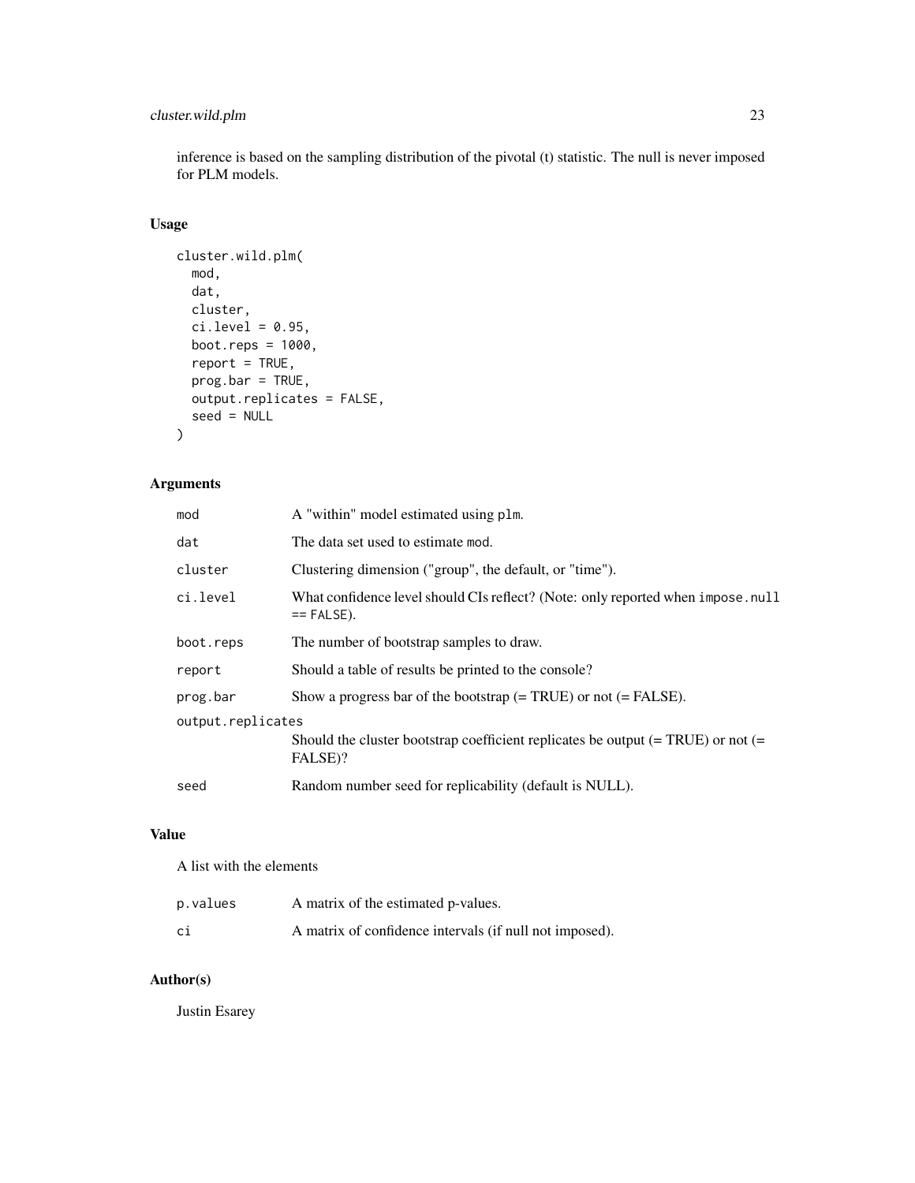inference is based on the sampling distribution of the pivotal (t) statistic. The null is never imposed for PLM models.

### Usage

```
cluster.wild.plm(
  mod,
  dat,
  cluster,
  ci.level = 0.95,
  boot.reps = 1000,
  report = TRUE,
  prog.bar = TRUE,
  output.replicates = FALSE,
  seed = NULL
)
```

### Arguments

| | |
|---|---|
| `mod` | A "within" model estimated using `plm`. |
| `dat` | The data set used to estimate `mod`. |
| `cluster` | Clustering dimension ("group", the default, or "time"). |
| `ci.level` | What confidence level should CIs reflect? (Note: only reported when `impose.null == FALSE`). |
| `boot.reps` | The number of bootstrap samples to draw. |
| `report` | Should a table of results be printed to the console? |
| `prog.bar` | Show a progress bar of the bootstrap (= TRUE) or not (= FALSE). |
| `output.replicates` | Should the cluster bootstrap coefficient replicates be output (= TRUE) or not (= FALSE)? |
| `seed` | Random number seed for replicability (default is NULL). |

### Value

A list with the elements

| | |
|---|---|
| `p.values` | A matrix of the estimated p-values. |
| `ci` | A matrix of confidence intervals (if null not imposed). |

### Author(s)

Justin Esarey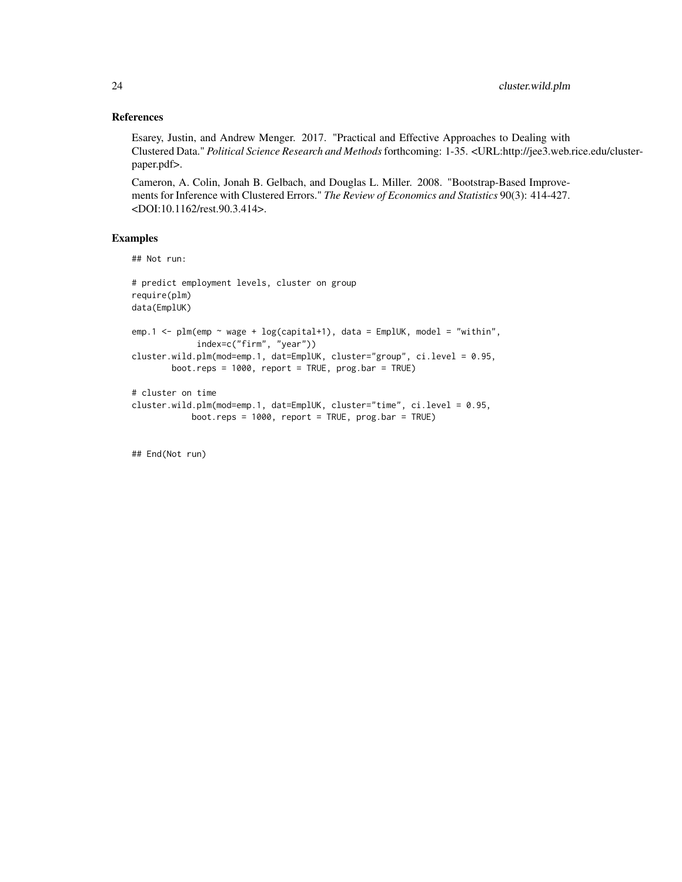## References

Esarey, Justin, and Andrew Menger. 2017. "Practical and Effective Approaches to Dealing with Clustered Data." *Political Science Research and Methods* forthcoming: 1-35. <URL:http://jee3.web.rice.edu/cluster-paper.pdf>.

Cameron, A. Colin, Jonah B. Gelbach, and Douglas L. Miller. 2008. "Bootstrap-Based Improvements for Inference with Clustered Errors." *The Review of Economics and Statistics* 90(3): 414-427. <DOI:10.1162/rest.90.3.414>.

## Examples

```
## Not run:

# predict employment levels, cluster on group
require(plm)
data(EmplUK)

emp.1 <- plm(emp ~ wage + log(capital+1), data = EmplUK, model = "within",
             index=c("firm", "year"))
cluster.wild.plm(mod=emp.1, dat=EmplUK, cluster="group", ci.level = 0.95,
        boot.reps = 1000, report = TRUE, prog.bar = TRUE)

# cluster on time
cluster.wild.plm(mod=emp.1, dat=EmplUK, cluster="time", ci.level = 0.95,
            boot.reps = 1000, report = TRUE, prog.bar = TRUE)


## End(Not run)
```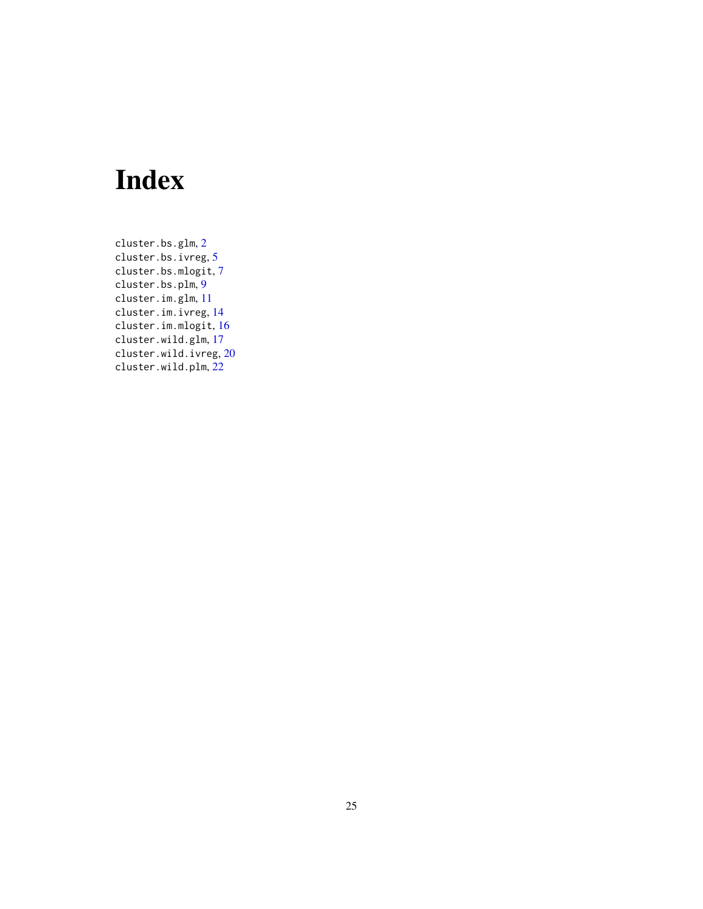# Index

cluster.bs.glm, 2
cluster.bs.ivreg, 5
cluster.bs.mlogit, 7
cluster.bs.plm, 9
cluster.im.glm, 11
cluster.im.ivreg, 14
cluster.im.mlogit, 16
cluster.wild.glm, 17
cluster.wild.ivreg, 20
cluster.wild.plm, 22